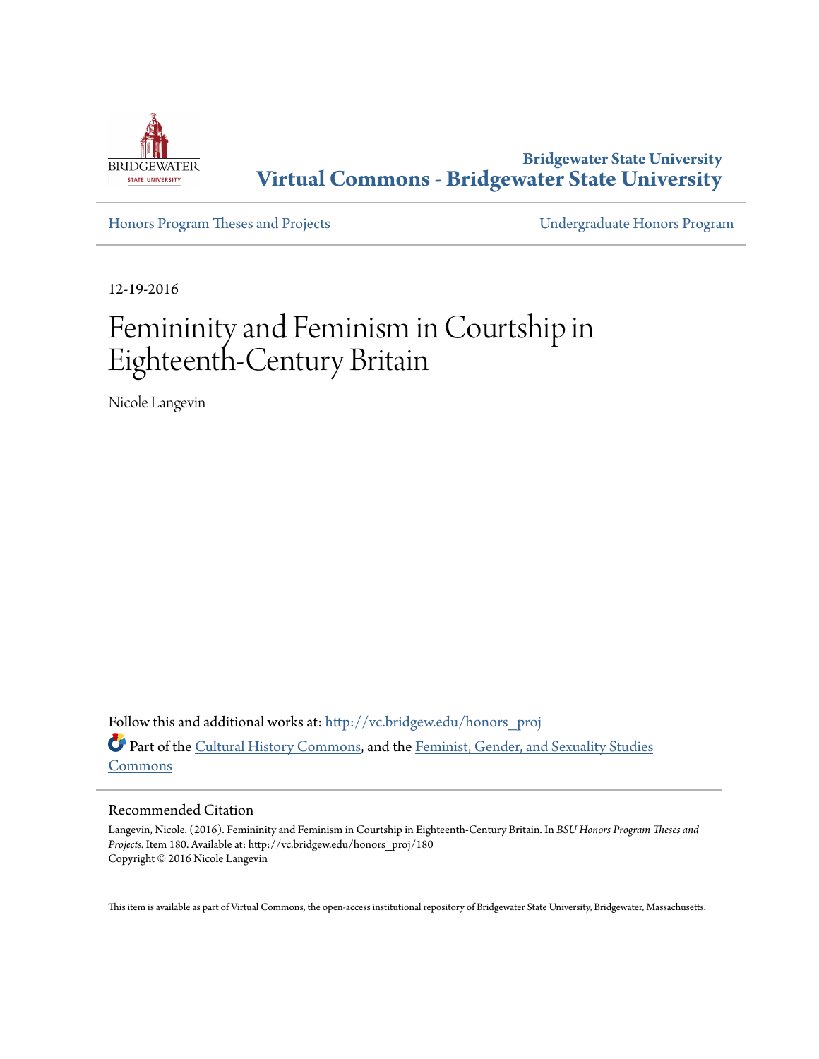Bridgewater State University

# Virtual Commons - Bridgewater State University

Honors Program Theses and Projects | Undergraduate Honors Program

12-19-2016

# Femininity and Feminism in Courtship in Eighteenth-Century Britain

Nicole Langevin

Follow this and additional works at: http://vc.bridgew.edu/honors_proj

Part of the Cultural History Commons, and the Feminist, Gender, and Sexuality Studies Commons

## Recommended Citation

Langevin, Nicole. (2016). Femininity and Feminism in Courtship in Eighteenth-Century Britain. In *BSU Honors Program Theses and Projects.* Item 180. Available at: http://vc.bridgew.edu/honors_proj/180
Copyright © 2016 Nicole Langevin

This item is available as part of Virtual Commons, the open-access institutional repository of Bridgewater State University, Bridgewater, Massachusetts.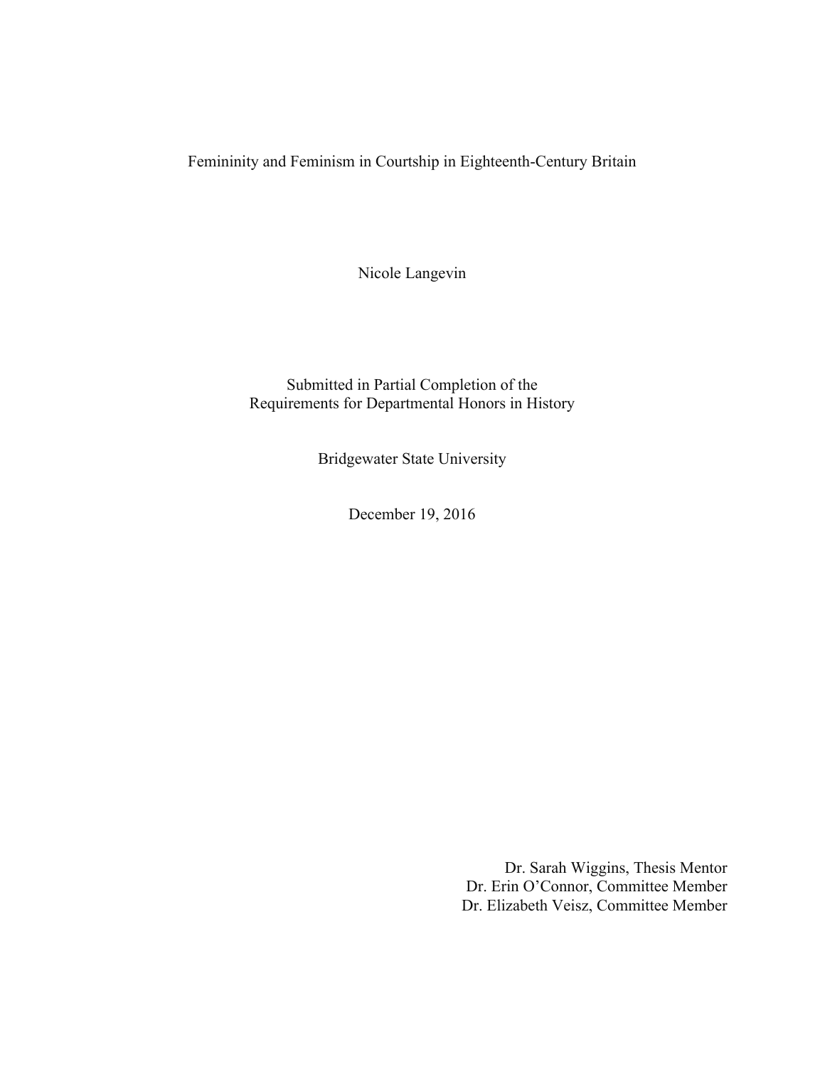# Femininity and Feminism in Courtship in Eighteenth-Century Britain

Nicole Langevin

Submitted in Partial Completion of the
Requirements for Departmental Honors in History

Bridgewater State University

December 19, 2016

Dr. Sarah Wiggins, Thesis Mentor
Dr. Erin O'Connor, Committee Member
Dr. Elizabeth Veisz, Committee Member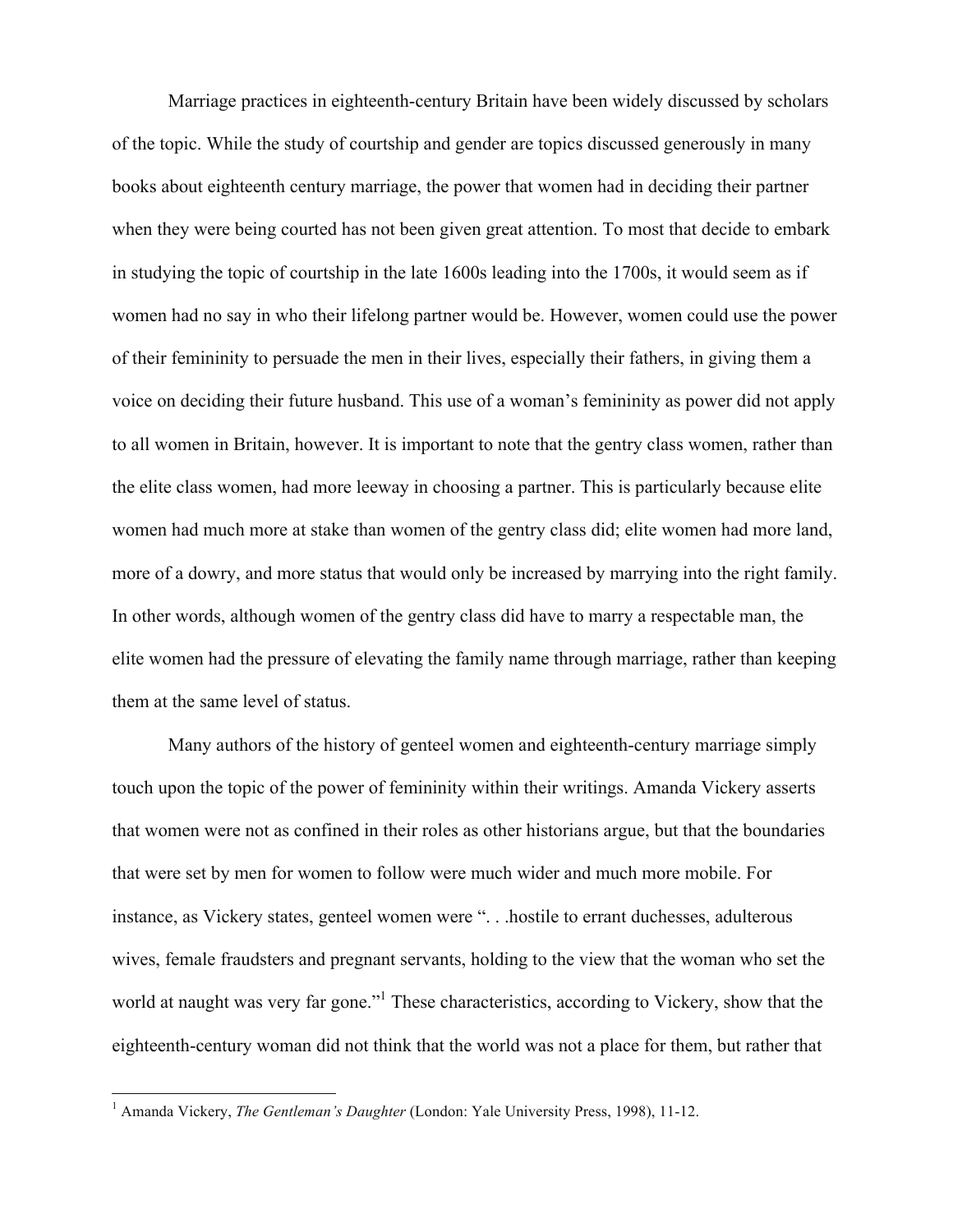Marriage practices in eighteenth-century Britain have been widely discussed by scholars of the topic. While the study of courtship and gender are topics discussed generously in many books about eighteenth century marriage, the power that women had in deciding their partner when they were being courted has not been given great attention. To most that decide to embark in studying the topic of courtship in the late 1600s leading into the 1700s, it would seem as if women had no say in who their lifelong partner would be. However, women could use the power of their femininity to persuade the men in their lives, especially their fathers, in giving them a voice on deciding their future husband. This use of a woman's femininity as power did not apply to all women in Britain, however. It is important to note that the gentry class women, rather than the elite class women, had more leeway in choosing a partner. This is particularly because elite women had much more at stake than women of the gentry class did; elite women had more land, more of a dowry, and more status that would only be increased by marrying into the right family. In other words, although women of the gentry class did have to marry a respectable man, the elite women had the pressure of elevating the family name through marriage, rather than keeping them at the same level of status.

Many authors of the history of genteel women and eighteenth-century marriage simply touch upon the topic of the power of femininity within their writings. Amanda Vickery asserts that women were not as confined in their roles as other historians argue, but that the boundaries that were set by men for women to follow were much wider and much more mobile. For instance, as Vickery states, genteel women were ". . .hostile to errant duchesses, adulterous wives, female fraudsters and pregnant servants, holding to the view that the woman who set the world at naught was very far gone."[1] These characteristics, according to Vickery, show that the eighteenth-century woman did not think that the world was not a place for them, but rather that

[1] Amanda Vickery, *The Gentleman's Daughter* (London: Yale University Press, 1998), 11-12.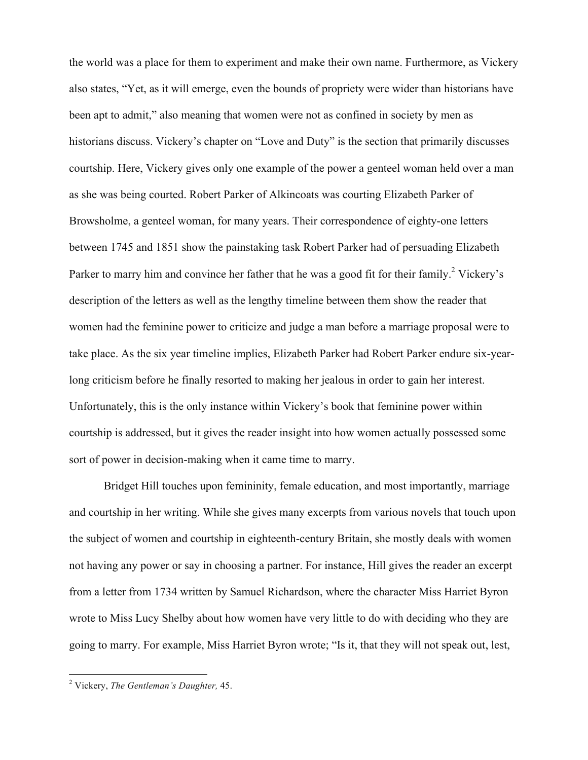the world was a place for them to experiment and make their own name. Furthermore, as Vickery also states, "Yet, as it will emerge, even the bounds of propriety were wider than historians have been apt to admit," also meaning that women were not as confined in society by men as historians discuss. Vickery's chapter on "Love and Duty" is the section that primarily discusses courtship. Here, Vickery gives only one example of the power a genteel woman held over a man as she was being courted. Robert Parker of Alkincoats was courting Elizabeth Parker of Browsholme, a genteel woman, for many years. Their correspondence of eighty-one letters between 1745 and 1851 show the painstaking task Robert Parker had of persuading Elizabeth Parker to marry him and convince her father that he was a good fit for their family.[2] Vickery's description of the letters as well as the lengthy timeline between them show the reader that women had the feminine power to criticize and judge a man before a marriage proposal were to take place. As the six year timeline implies, Elizabeth Parker had Robert Parker endure six-year-long criticism before he finally resorted to making her jealous in order to gain her interest. Unfortunately, this is the only instance within Vickery's book that feminine power within courtship is addressed, but it gives the reader insight into how women actually possessed some sort of power in decision-making when it came time to marry.

Bridget Hill touches upon femininity, female education, and most importantly, marriage and courtship in her writing. While she gives many excerpts from various novels that touch upon the subject of women and courtship in eighteenth-century Britain, she mostly deals with women not having any power or say in choosing a partner. For instance, Hill gives the reader an excerpt from a letter from 1734 written by Samuel Richardson, where the character Miss Harriet Byron wrote to Miss Lucy Shelby about how women have very little to do with deciding who they are going to marry. For example, Miss Harriet Byron wrote; "Is it, that they will not speak out, lest,

---

[2] Vickery, *The Gentleman's Daughter,* 45.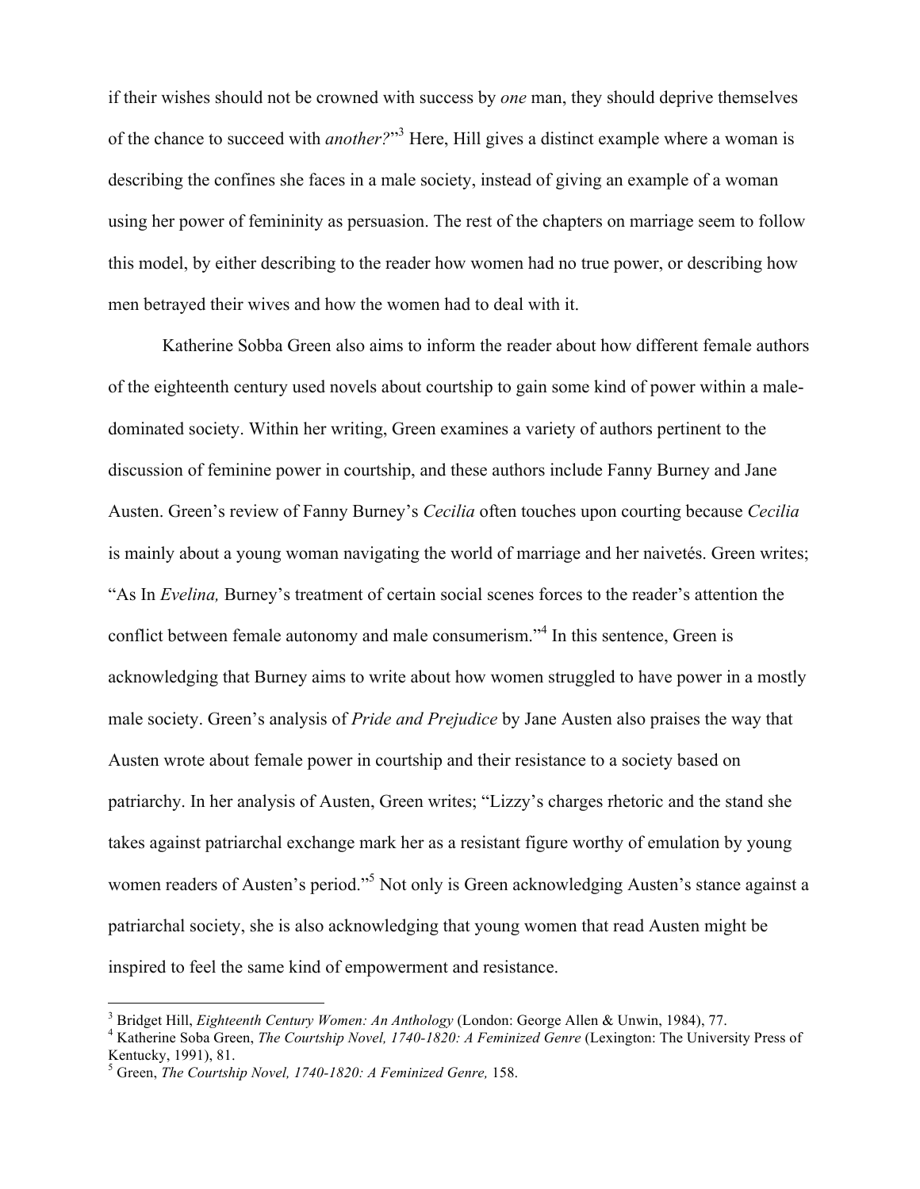if their wishes should not be crowned with success by *one* man, they should deprive themselves of the chance to succeed with *another?*"[3] Here, Hill gives a distinct example where a woman is describing the confines she faces in a male society, instead of giving an example of a woman using her power of femininity as persuasion. The rest of the chapters on marriage seem to follow this model, by either describing to the reader how women had no true power, or describing how men betrayed their wives and how the women had to deal with it.

Katherine Sobba Green also aims to inform the reader about how different female authors of the eighteenth century used novels about courtship to gain some kind of power within a male-dominated society. Within her writing, Green examines a variety of authors pertinent to the discussion of feminine power in courtship, and these authors include Fanny Burney and Jane Austen. Green's review of Fanny Burney's *Cecilia* often touches upon courting because *Cecilia* is mainly about a young woman navigating the world of marriage and her naivetés. Green writes; "As In *Evelina,* Burney's treatment of certain social scenes forces to the reader's attention the conflict between female autonomy and male consumerism."[4] In this sentence, Green is acknowledging that Burney aims to write about how women struggled to have power in a mostly male society. Green's analysis of *Pride and Prejudice* by Jane Austen also praises the way that Austen wrote about female power in courtship and their resistance to a society based on patriarchy. In her analysis of Austen, Green writes; "Lizzy's charges rhetoric and the stand she takes against patriarchal exchange mark her as a resistant figure worthy of emulation by young women readers of Austen's period."[5] Not only is Green acknowledging Austen's stance against a patriarchal society, she is also acknowledging that young women that read Austen might be inspired to feel the same kind of empowerment and resistance.

---

[3] Bridget Hill, *Eighteenth Century Women: An Anthology* (London: George Allen & Unwin, 1984), 77.

[4] Katherine Soba Green, *The Courtship Novel, 1740-1820: A Feminized Genre* (Lexington: The University Press of Kentucky, 1991), 81.

[5] Green, *The Courtship Novel, 1740-1820: A Feminized Genre,* 158.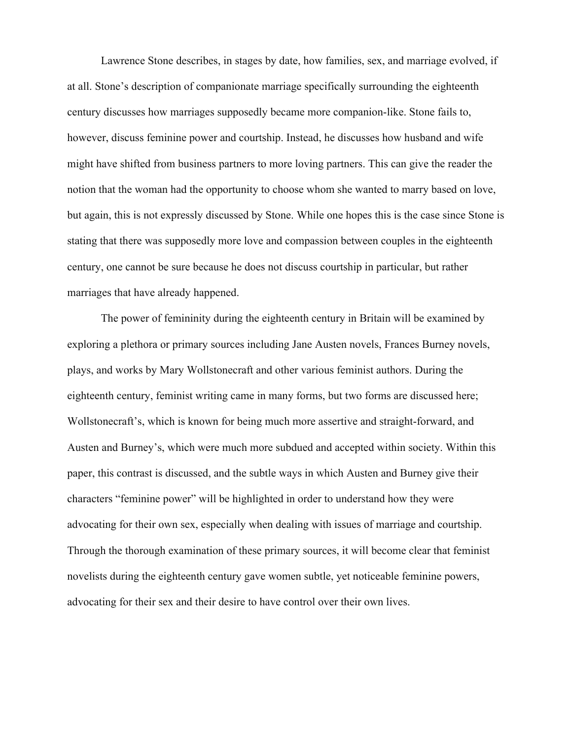Lawrence Stone describes, in stages by date, how families, sex, and marriage evolved, if at all. Stone's description of companionate marriage specifically surrounding the eighteenth century discusses how marriages supposedly became more companion-like. Stone fails to, however, discuss feminine power and courtship. Instead, he discusses how husband and wife might have shifted from business partners to more loving partners. This can give the reader the notion that the woman had the opportunity to choose whom she wanted to marry based on love, but again, this is not expressly discussed by Stone. While one hopes this is the case since Stone is stating that there was supposedly more love and compassion between couples in the eighteenth century, one cannot be sure because he does not discuss courtship in particular, but rather marriages that have already happened.

The power of femininity during the eighteenth century in Britain will be examined by exploring a plethora or primary sources including Jane Austen novels, Frances Burney novels, plays, and works by Mary Wollstonecraft and other various feminist authors. During the eighteenth century, feminist writing came in many forms, but two forms are discussed here; Wollstonecraft's, which is known for being much more assertive and straight-forward, and Austen and Burney's, which were much more subdued and accepted within society. Within this paper, this contrast is discussed, and the subtle ways in which Austen and Burney give their characters "feminine power" will be highlighted in order to understand how they were advocating for their own sex, especially when dealing with issues of marriage and courtship. Through the thorough examination of these primary sources, it will become clear that feminist novelists during the eighteenth century gave women subtle, yet noticeable feminine powers, advocating for their sex and their desire to have control over their own lives.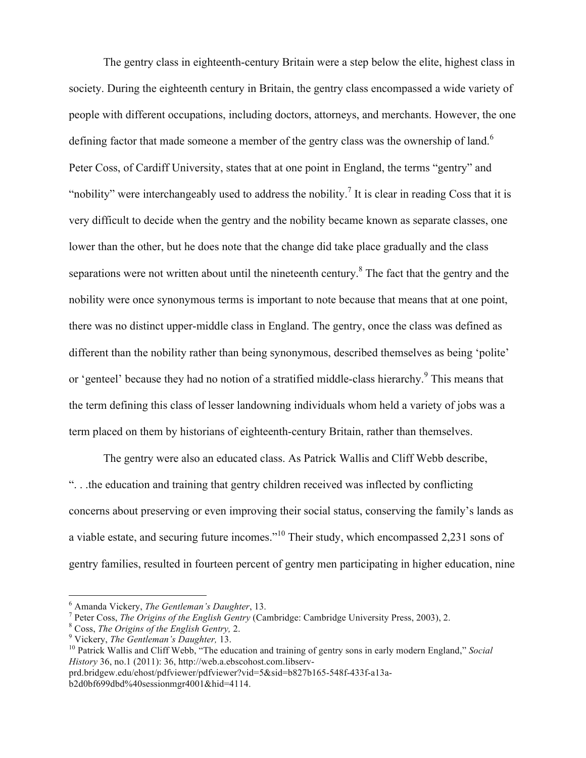The gentry class in eighteenth-century Britain were a step below the elite, highest class in society. During the eighteenth century in Britain, the gentry class encompassed a wide variety of people with different occupations, including doctors, attorneys, and merchants. However, the one defining factor that made someone a member of the gentry class was the ownership of land.[6] Peter Coss, of Cardiff University, states that at one point in England, the terms "gentry" and "nobility" were interchangeably used to address the nobility.[7] It is clear in reading Coss that it is very difficult to decide when the gentry and the nobility became known as separate classes, one lower than the other, but he does note that the change did take place gradually and the class separations were not written about until the nineteenth century.[8] The fact that the gentry and the nobility were once synonymous terms is important to note because that means that at one point, there was no distinct upper-middle class in England. The gentry, once the class was defined as different than the nobility rather than being synonymous, described themselves as being 'polite' or 'genteel' because they had no notion of a stratified middle-class hierarchy.[9] This means that the term defining this class of lesser landowning individuals whom held a variety of jobs was a term placed on them by historians of eighteenth-century Britain, rather than themselves.

The gentry were also an educated class. As Patrick Wallis and Cliff Webb describe, ". . .the education and training that gentry children received was inflected by conflicting concerns about preserving or even improving their social status, conserving the family's lands as a viable estate, and securing future incomes."[10] Their study, which encompassed 2,231 sons of gentry families, resulted in fourteen percent of gentry men participating in higher education, nine

---

[6] Amanda Vickery, *The Gentleman's Daughter*, 13.
[7] Peter Coss, *The Origins of the English Gentry* (Cambridge: Cambridge University Press, 2003), 2.
[8] Coss, *The Origins of the English Gentry,* 2.
[9] Vickery, *The Gentleman's Daughter,* 13.
[10] Patrick Wallis and Cliff Webb, "The education and training of gentry sons in early modern England," *Social History* 36, no.1 (2011): 36, http://web.a.ebscohost.com.libserv-prd.bridgew.edu/ehost/pdfviewer/pdfviewer?vid=5&sid=b827b165-548f-433f-a13a-b2d0bf699dbd%40sessionmgr4001&hid=4114.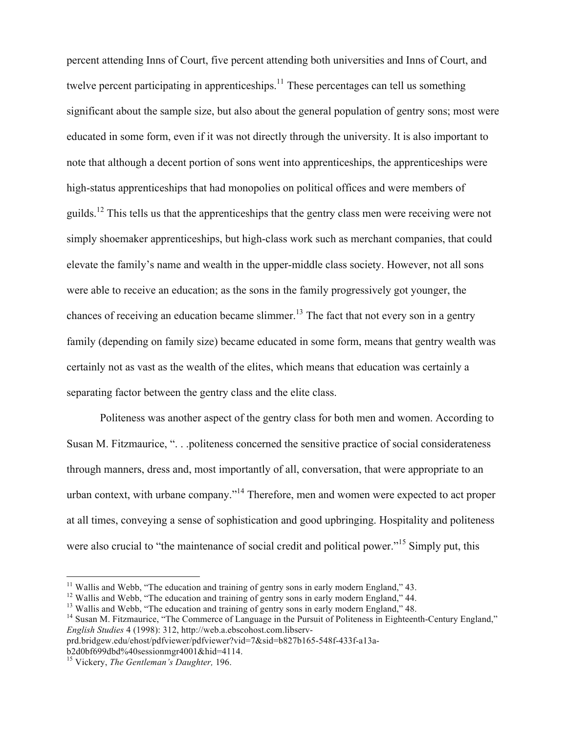percent attending Inns of Court, five percent attending both universities and Inns of Court, and twelve percent participating in apprenticeships.[11] These percentages can tell us something significant about the sample size, but also about the general population of gentry sons; most were educated in some form, even if it was not directly through the university. It is also important to note that although a decent portion of sons went into apprenticeships, the apprenticeships were high-status apprenticeships that had monopolies on political offices and were members of guilds.[12] This tells us that the apprenticeships that the gentry class men were receiving were not simply shoemaker apprenticeships, but high-class work such as merchant companies, that could elevate the family's name and wealth in the upper-middle class society. However, not all sons were able to receive an education; as the sons in the family progressively got younger, the chances of receiving an education became slimmer.[13] The fact that not every son in a gentry family (depending on family size) became educated in some form, means that gentry wealth was certainly not as vast as the wealth of the elites, which means that education was certainly a separating factor between the gentry class and the elite class.

Politeness was another aspect of the gentry class for both men and women. According to Susan M. Fitzmaurice, ". . .politeness concerned the sensitive practice of social considerateness through manners, dress and, most importantly of all, conversation, that were appropriate to an urban context, with urbane company."[14] Therefore, men and women were expected to act proper at all times, conveying a sense of sophistication and good upbringing. Hospitality and politeness were also crucial to "the maintenance of social credit and political power."[15] Simply put, this

---

[11] Wallis and Webb, "The education and training of gentry sons in early modern England," 43.

[12] Wallis and Webb, "The education and training of gentry sons in early modern England," 44.

[13] Wallis and Webb, "The education and training of gentry sons in early modern England," 48.

[14] Susan M. Fitzmaurice, "The Commerce of Language in the Pursuit of Politeness in Eighteenth-Century England," *English Studies* 4 (1998): 312, http://web.a.ebscohost.com.libserv-prd.bridgew.edu/ehost/pdfviewer/pdfviewer?vid=7&sid=b827b165-548f-433f-a13a-b2d0bf699dbd%40sessionmgr4001&hid=4114.

[15] Vickery, *The Gentleman's Daughter,* 196.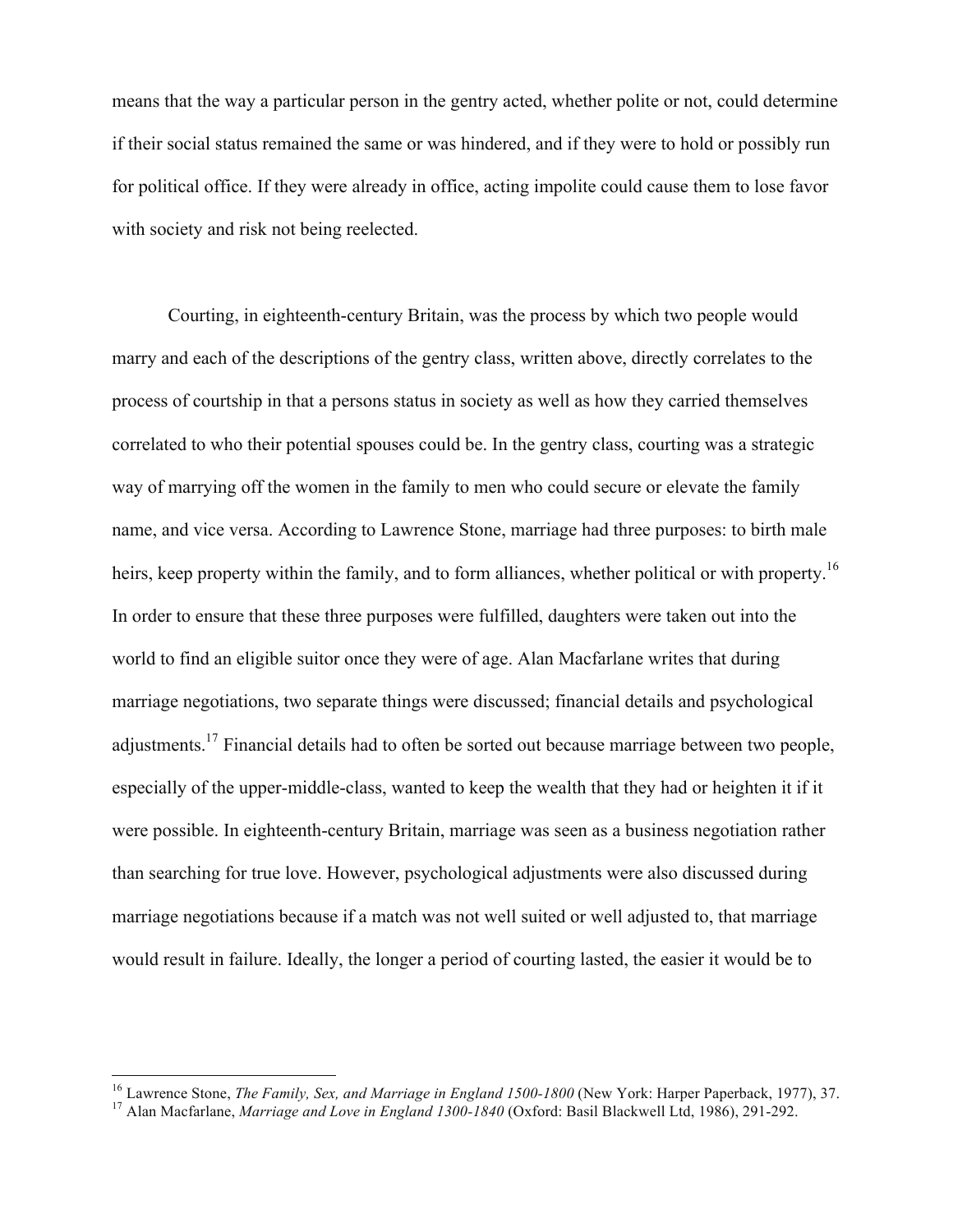means that the way a particular person in the gentry acted, whether polite or not, could determine if their social status remained the same or was hindered, and if they were to hold or possibly run for political office. If they were already in office, acting impolite could cause them to lose favor with society and risk not being reelected.

Courting, in eighteenth-century Britain, was the process by which two people would marry and each of the descriptions of the gentry class, written above, directly correlates to the process of courtship in that a persons status in society as well as how they carried themselves correlated to who their potential spouses could be. In the gentry class, courting was a strategic way of marrying off the women in the family to men who could secure or elevate the family name, and vice versa. According to Lawrence Stone, marriage had three purposes: to birth male heirs, keep property within the family, and to form alliances, whether political or with property.[16] In order to ensure that these three purposes were fulfilled, daughters were taken out into the world to find an eligible suitor once they were of age. Alan Macfarlane writes that during marriage negotiations, two separate things were discussed; financial details and psychological adjustments.[17] Financial details had to often be sorted out because marriage between two people, especially of the upper-middle-class, wanted to keep the wealth that they had or heighten it if it were possible. In eighteenth-century Britain, marriage was seen as a business negotiation rather than searching for true love. However, psychological adjustments were also discussed during marriage negotiations because if a match was not well suited or well adjusted to, that marriage would result in failure. Ideally, the longer a period of courting lasted, the easier it would be to

---

[16] Lawrence Stone, *The Family, Sex, and Marriage in England 1500-1800* (New York: Harper Paperback, 1977), 37.

[17] Alan Macfarlane, *Marriage and Love in England 1300-1840* (Oxford: Basil Blackwell Ltd, 1986), 291-292.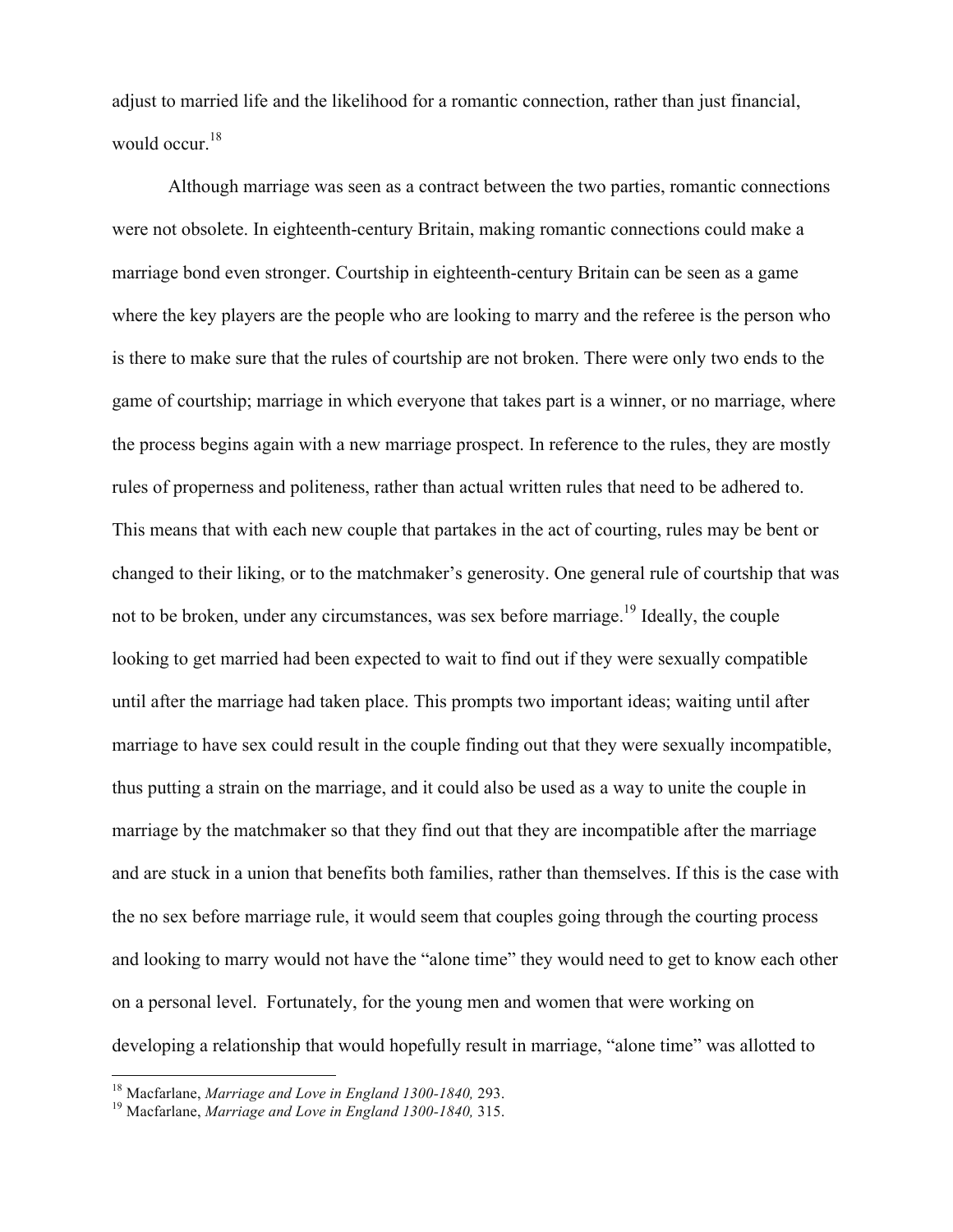adjust to married life and the likelihood for a romantic connection, rather than just financial, would occur.[18]

Although marriage was seen as a contract between the two parties, romantic connections were not obsolete. In eighteenth-century Britain, making romantic connections could make a marriage bond even stronger. Courtship in eighteenth-century Britain can be seen as a game where the key players are the people who are looking to marry and the referee is the person who is there to make sure that the rules of courtship are not broken. There were only two ends to the game of courtship; marriage in which everyone that takes part is a winner, or no marriage, where the process begins again with a new marriage prospect. In reference to the rules, they are mostly rules of properness and politeness, rather than actual written rules that need to be adhered to. This means that with each new couple that partakes in the act of courting, rules may be bent or changed to their liking, or to the matchmaker's generosity. One general rule of courtship that was not to be broken, under any circumstances, was sex before marriage.[19] Ideally, the couple looking to get married had been expected to wait to find out if they were sexually compatible until after the marriage had taken place. This prompts two important ideas; waiting until after marriage to have sex could result in the couple finding out that they were sexually incompatible, thus putting a strain on the marriage, and it could also be used as a way to unite the couple in marriage by the matchmaker so that they find out that they are incompatible after the marriage and are stuck in a union that benefits both families, rather than themselves. If this is the case with the no sex before marriage rule, it would seem that couples going through the courting process and looking to marry would not have the "alone time" they would need to get to know each other on a personal level. Fortunately, for the young men and women that were working on developing a relationship that would hopefully result in marriage, "alone time" was allotted to

---

[18] Macfarlane, *Marriage and Love in England 1300-1840,* 293.

[19] Macfarlane, *Marriage and Love in England 1300-1840,* 315.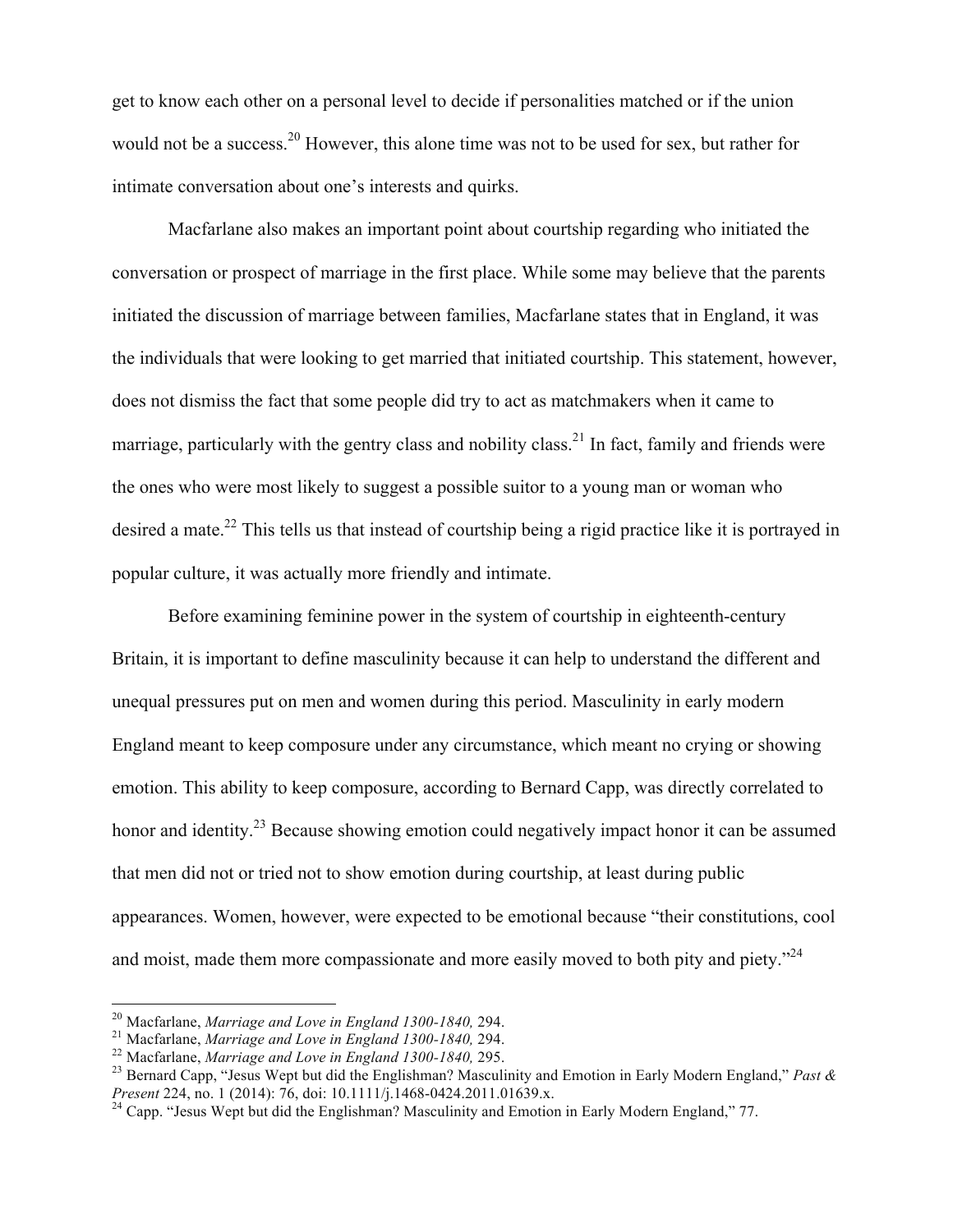get to know each other on a personal level to decide if personalities matched or if the union would not be a success.[20] However, this alone time was not to be used for sex, but rather for intimate conversation about one's interests and quirks.

Macfarlane also makes an important point about courtship regarding who initiated the conversation or prospect of marriage in the first place. While some may believe that the parents initiated the discussion of marriage between families, Macfarlane states that in England, it was the individuals that were looking to get married that initiated courtship. This statement, however, does not dismiss the fact that some people did try to act as matchmakers when it came to marriage, particularly with the gentry class and nobility class.[21] In fact, family and friends were the ones who were most likely to suggest a possible suitor to a young man or woman who desired a mate.[22] This tells us that instead of courtship being a rigid practice like it is portrayed in popular culture, it was actually more friendly and intimate.

Before examining feminine power in the system of courtship in eighteenth-century Britain, it is important to define masculinity because it can help to understand the different and unequal pressures put on men and women during this period. Masculinity in early modern England meant to keep composure under any circumstance, which meant no crying or showing emotion. This ability to keep composure, according to Bernard Capp, was directly correlated to honor and identity.[23] Because showing emotion could negatively impact honor it can be assumed that men did not or tried not to show emotion during courtship, at least during public appearances. Women, however, were expected to be emotional because "their constitutions, cool and moist, made them more compassionate and more easily moved to both pity and piety."[24]

---

[20] Macfarlane, *Marriage and Love in England 1300-1840,* 294.

[21] Macfarlane, *Marriage and Love in England 1300-1840,* 294.

[22] Macfarlane, *Marriage and Love in England 1300-1840,* 295.

[23] Bernard Capp, "Jesus Wept but did the Englishman? Masculinity and Emotion in Early Modern England," *Past & Present* 224, no. 1 (2014): 76, doi: 10.1111/j.1468-0424.2011.01639.x.

[24] Capp. "Jesus Wept but did the Englishman? Masculinity and Emotion in Early Modern England," 77.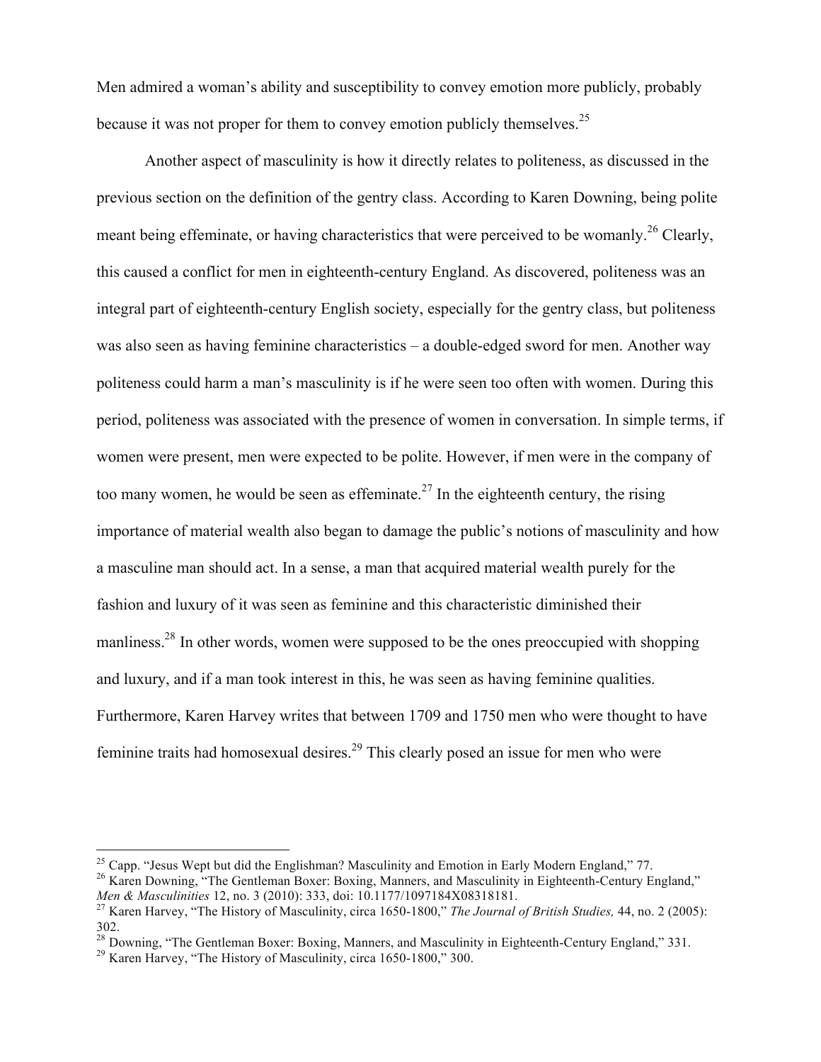Men admired a woman's ability and susceptibility to convey emotion more publicly, probably because it was not proper for them to convey emotion publicly themselves.[25]

Another aspect of masculinity is how it directly relates to politeness, as discussed in the previous section on the definition of the gentry class. According to Karen Downing, being polite meant being effeminate, or having characteristics that were perceived to be womanly.[26] Clearly, this caused a conflict for men in eighteenth-century England. As discovered, politeness was an integral part of eighteenth-century English society, especially for the gentry class, but politeness was also seen as having feminine characteristics – a double-edged sword for men. Another way politeness could harm a man's masculinity is if he were seen too often with women. During this period, politeness was associated with the presence of women in conversation. In simple terms, if women were present, men were expected to be polite. However, if men were in the company of too many women, he would be seen as effeminate.[27] In the eighteenth century, the rising importance of material wealth also began to damage the public's notions of masculinity and how a masculine man should act. In a sense, a man that acquired material wealth purely for the fashion and luxury of it was seen as feminine and this characteristic diminished their manliness.[28] In other words, women were supposed to be the ones preoccupied with shopping and luxury, and if a man took interest in this, he was seen as having feminine qualities. Furthermore, Karen Harvey writes that between 1709 and 1750 men who were thought to have feminine traits had homosexual desires.[29] This clearly posed an issue for men who were

---

[25] Capp. "Jesus Wept but did the Englishman? Masculinity and Emotion in Early Modern England," 77.

[26] Karen Downing, "The Gentleman Boxer: Boxing, Manners, and Masculinity in Eighteenth-Century England," *Men & Masculinities* 12, no. 3 (2010): 333, doi: 10.1177/1097184X08318181.

[27] Karen Harvey, "The History of Masculinity, circa 1650-1800," *The Journal of British Studies,* 44, no. 2 (2005): 302.

[28] Downing, "The Gentleman Boxer: Boxing, Manners, and Masculinity in Eighteenth-Century England," 331.

[29] Karen Harvey, "The History of Masculinity, circa 1650-1800," 300.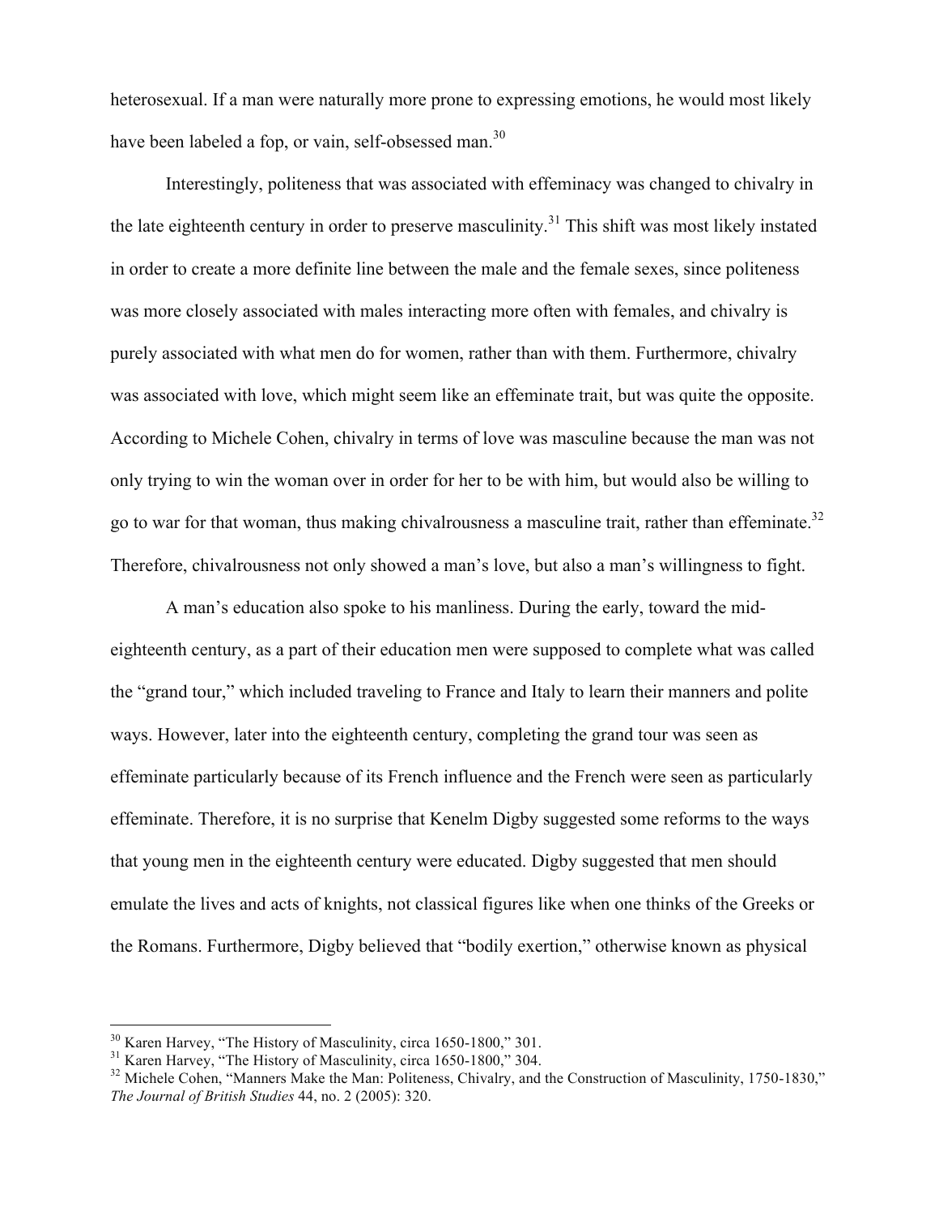heterosexual. If a man were naturally more prone to expressing emotions, he would most likely have been labeled a fop, or vain, self-obsessed man.[30]

Interestingly, politeness that was associated with effeminacy was changed to chivalry in the late eighteenth century in order to preserve masculinity.[31] This shift was most likely instated in order to create a more definite line between the male and the female sexes, since politeness was more closely associated with males interacting more often with females, and chivalry is purely associated with what men do for women, rather than with them. Furthermore, chivalry was associated with love, which might seem like an effeminate trait, but was quite the opposite. According to Michele Cohen, chivalry in terms of love was masculine because the man was not only trying to win the woman over in order for her to be with him, but would also be willing to go to war for that woman, thus making chivalrousness a masculine trait, rather than effeminate.[32] Therefore, chivalrousness not only showed a man's love, but also a man's willingness to fight.

A man's education also spoke to his manliness. During the early, toward the mid-eighteenth century, as a part of their education men were supposed to complete what was called the "grand tour," which included traveling to France and Italy to learn their manners and polite ways. However, later into the eighteenth century, completing the grand tour was seen as effeminate particularly because of its French influence and the French were seen as particularly effeminate. Therefore, it is no surprise that Kenelm Digby suggested some reforms to the ways that young men in the eighteenth century were educated. Digby suggested that men should emulate the lives and acts of knights, not classical figures like when one thinks of the Greeks or the Romans. Furthermore, Digby believed that "bodily exertion," otherwise known as physical

---

[30] Karen Harvey, "The History of Masculinity, circa 1650-1800," 301.

[31] Karen Harvey, "The History of Masculinity, circa 1650-1800," 304.

[32] Michele Cohen, "Manners Make the Man: Politeness, Chivalry, and the Construction of Masculinity, 1750-1830," *The Journal of British Studies* 44, no. 2 (2005): 320.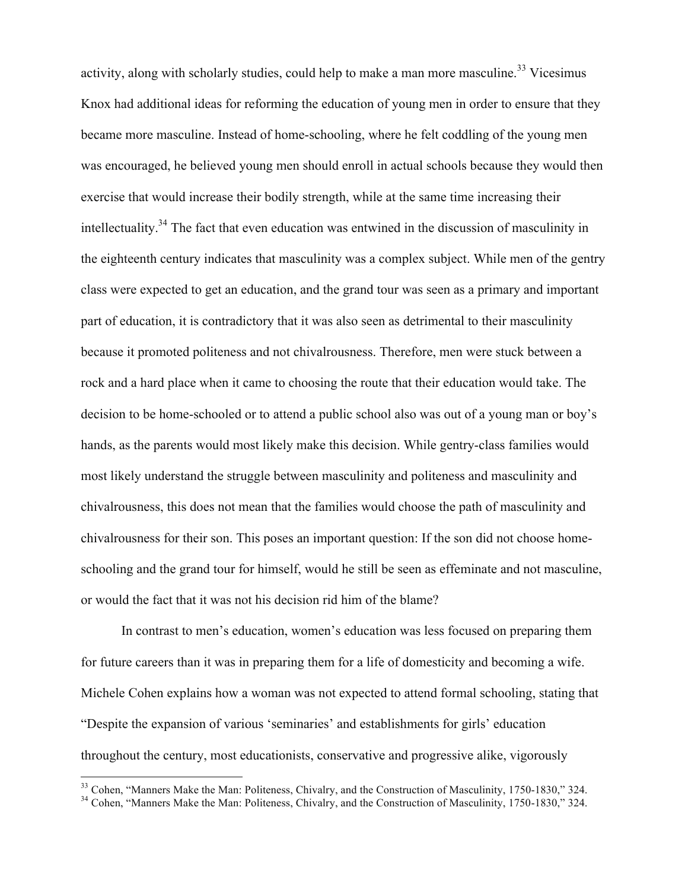activity, along with scholarly studies, could help to make a man more masculine.[33] Vicesimus Knox had additional ideas for reforming the education of young men in order to ensure that they became more masculine. Instead of home-schooling, where he felt coddling of the young men was encouraged, he believed young men should enroll in actual schools because they would then exercise that would increase their bodily strength, while at the same time increasing their intellectuality.[34] The fact that even education was entwined in the discussion of masculinity in the eighteenth century indicates that masculinity was a complex subject. While men of the gentry class were expected to get an education, and the grand tour was seen as a primary and important part of education, it is contradictory that it was also seen as detrimental to their masculinity because it promoted politeness and not chivalrousness. Therefore, men were stuck between a rock and a hard place when it came to choosing the route that their education would take. The decision to be home-schooled or to attend a public school also was out of a young man or boy's hands, as the parents would most likely make this decision. While gentry-class families would most likely understand the struggle between masculinity and politeness and masculinity and chivalrousness, this does not mean that the families would choose the path of masculinity and chivalrousness for their son. This poses an important question: If the son did not choose home-schooling and the grand tour for himself, would he still be seen as effeminate and not masculine, or would the fact that it was not his decision rid him of the blame?

In contrast to men's education, women's education was less focused on preparing them for future careers than it was in preparing them for a life of domesticity and becoming a wife. Michele Cohen explains how a woman was not expected to attend formal schooling, stating that "Despite the expansion of various 'seminaries' and establishments for girls' education throughout the century, most educationists, conservative and progressive alike, vigorously

---

[33] Cohen, "Manners Make the Man: Politeness, Chivalry, and the Construction of Masculinity, 1750-1830," 324.

[34] Cohen, "Manners Make the Man: Politeness, Chivalry, and the Construction of Masculinity, 1750-1830," 324.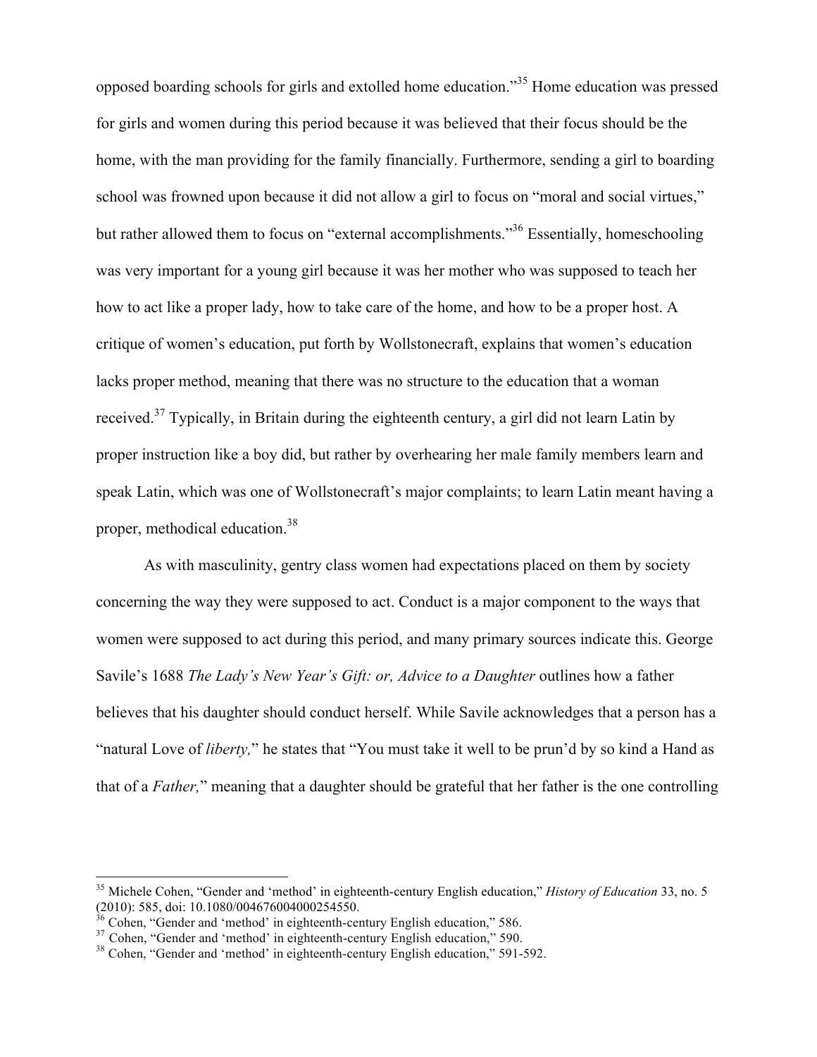opposed boarding schools for girls and extolled home education."[35] Home education was pressed for girls and women during this period because it was believed that their focus should be the home, with the man providing for the family financially. Furthermore, sending a girl to boarding school was frowned upon because it did not allow a girl to focus on "moral and social virtues," but rather allowed them to focus on "external accomplishments."[36] Essentially, homeschooling was very important for a young girl because it was her mother who was supposed to teach her how to act like a proper lady, how to take care of the home, and how to be a proper host. A critique of women's education, put forth by Wollstonecraft, explains that women's education lacks proper method, meaning that there was no structure to the education that a woman received.[37] Typically, in Britain during the eighteenth century, a girl did not learn Latin by proper instruction like a boy did, but rather by overhearing her male family members learn and speak Latin, which was one of Wollstonecraft's major complaints; to learn Latin meant having a proper, methodical education.[38]

As with masculinity, gentry class women had expectations placed on them by society concerning the way they were supposed to act. Conduct is a major component to the ways that women were supposed to act during this period, and many primary sources indicate this. George Savile's 1688 *The Lady's New Year's Gift: or, Advice to a Daughter* outlines how a father believes that his daughter should conduct herself. While Savile acknowledges that a person has a "natural Love of *liberty,*" he states that "You must take it well to be prun'd by so kind a Hand as that of a *Father,*" meaning that a daughter should be grateful that her father is the one controlling

---

[35] Michele Cohen, "Gender and 'method' in eighteenth-century English education," *History of Education* 33, no. 5 (2010): 585, doi: 10.1080/0046760040000254550.

[36] Cohen, "Gender and 'method' in eighteenth-century English education," 586.

[37] Cohen, "Gender and 'method' in eighteenth-century English education," 590.

[38] Cohen, "Gender and 'method' in eighteenth-century English education," 591-592.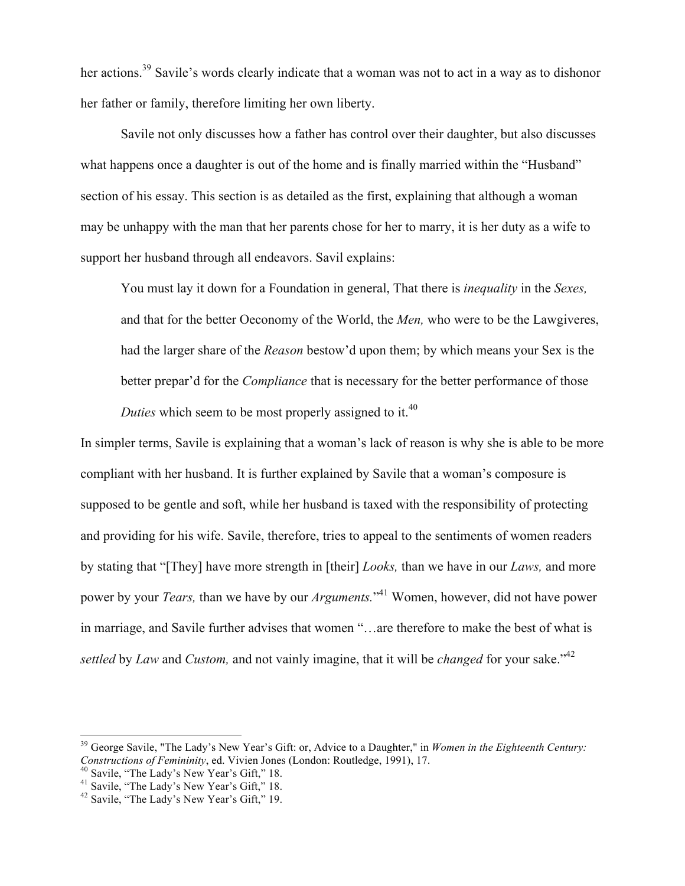her actions.[39] Savile's words clearly indicate that a woman was not to act in a way as to dishonor her father or family, therefore limiting her own liberty.

Savile not only discusses how a father has control over their daughter, but also discusses what happens once a daughter is out of the home and is finally married within the "Husband" section of his essay. This section is as detailed as the first, explaining that although a woman may be unhappy with the man that her parents chose for her to marry, it is her duty as a wife to support her husband through all endeavors. Savil explains:

> You must lay it down for a Foundation in general, That there is *inequality* in the *Sexes,* and that for the better Oeconomy of the World, the *Men,* who were to be the Lawgiveres, had the larger share of the *Reason* bestow'd upon them; by which means your Sex is the better prepar'd for the *Compliance* that is necessary for the better performance of those *Duties* which seem to be most properly assigned to it.[40]

In simpler terms, Savile is explaining that a woman's lack of reason is why she is able to be more compliant with her husband. It is further explained by Savile that a woman's composure is supposed to be gentle and soft, while her husband is taxed with the responsibility of protecting and providing for his wife. Savile, therefore, tries to appeal to the sentiments of women readers by stating that "[They] have more strength in [their] *Looks,* than we have in our *Laws,* and more power by your *Tears,* than we have by our *Arguments.*"[41] Women, however, did not have power in marriage, and Savile further advises that women "…are therefore to make the best of what is *settled* by *Law* and *Custom,* and not vainly imagine, that it will be *changed* for your sake."[42]

---

[39] George Savile, "The Lady's New Year's Gift: or, Advice to a Daughter," in *Women in the Eighteenth Century: Constructions of Femininity*, ed. Vivien Jones (London: Routledge, 1991), 17.

[40] Savile, "The Lady's New Year's Gift," 18.

[41] Savile, "The Lady's New Year's Gift," 18.

[42] Savile, "The Lady's New Year's Gift," 19.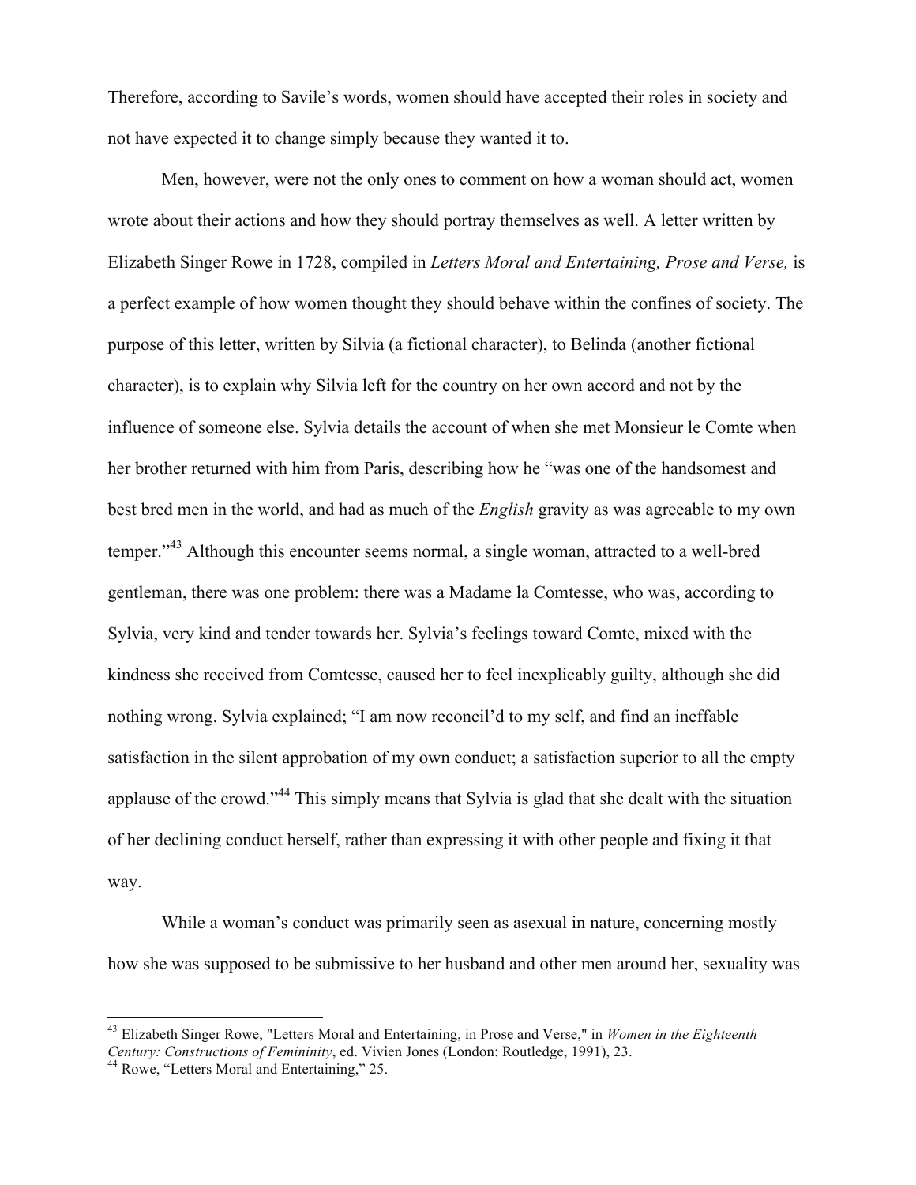Therefore, according to Savile's words, women should have accepted their roles in society and not have expected it to change simply because they wanted it to.

Men, however, were not the only ones to comment on how a woman should act, women wrote about their actions and how they should portray themselves as well. A letter written by Elizabeth Singer Rowe in 1728, compiled in *Letters Moral and Entertaining, Prose and Verse,* is a perfect example of how women thought they should behave within the confines of society. The purpose of this letter, written by Silvia (a fictional character), to Belinda (another fictional character), is to explain why Silvia left for the country on her own accord and not by the influence of someone else. Sylvia details the account of when she met Monsieur le Comte when her brother returned with him from Paris, describing how he "was one of the handsomest and best bred men in the world, and had as much of the *English* gravity as was agreeable to my own temper."[43] Although this encounter seems normal, a single woman, attracted to a well-bred gentleman, there was one problem: there was a Madame la Comtesse, who was, according to Sylvia, very kind and tender towards her. Sylvia's feelings toward Comte, mixed with the kindness she received from Comtesse, caused her to feel inexplicably guilty, although she did nothing wrong. Sylvia explained; "I am now reconcil'd to my self, and find an ineffable satisfaction in the silent approbation of my own conduct; a satisfaction superior to all the empty applause of the crowd."[44] This simply means that Sylvia is glad that she dealt with the situation of her declining conduct herself, rather than expressing it with other people and fixing it that way.

While a woman's conduct was primarily seen as asexual in nature, concerning mostly how she was supposed to be submissive to her husband and other men around her, sexuality was

---

[43] Elizabeth Singer Rowe, "Letters Moral and Entertaining, in Prose and Verse," in *Women in the Eighteenth Century: Constructions of Femininity*, ed. Vivien Jones (London: Routledge, 1991), 23.

[44] Rowe, "Letters Moral and Entertaining," 25.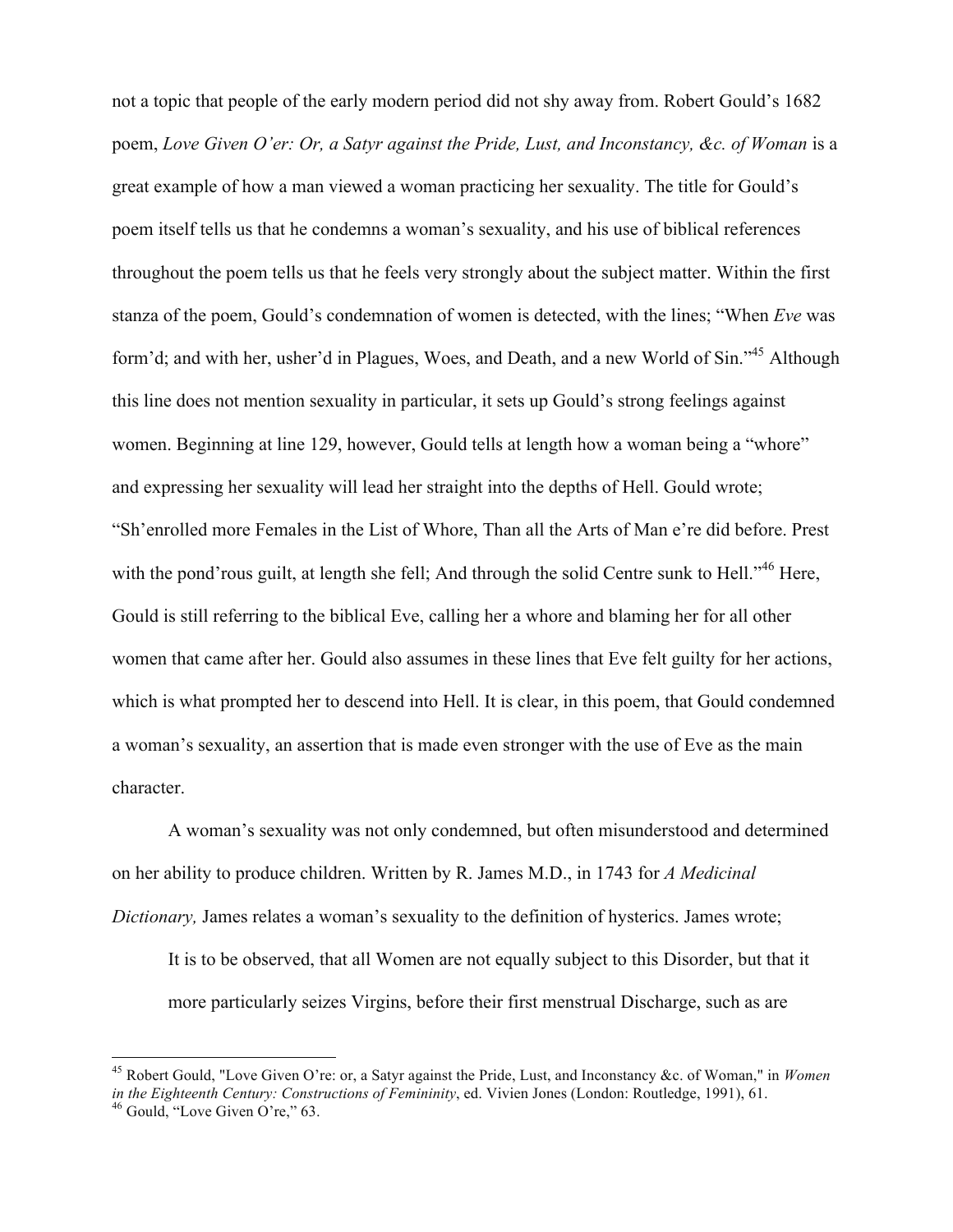not a topic that people of the early modern period did not shy away from. Robert Gould's 1682 poem, *Love Given O'er: Or, a Satyr against the Pride, Lust, and Inconstancy, &c. of Woman* is a great example of how a man viewed a woman practicing her sexuality. The title for Gould's poem itself tells us that he condemns a woman's sexuality, and his use of biblical references throughout the poem tells us that he feels very strongly about the subject matter. Within the first stanza of the poem, Gould's condemnation of women is detected, with the lines; "When *Eve* was form'd; and with her, usher'd in Plagues, Woes, and Death, and a new World of Sin."[45] Although this line does not mention sexuality in particular, it sets up Gould's strong feelings against women. Beginning at line 129, however, Gould tells at length how a woman being a "whore" and expressing her sexuality will lead her straight into the depths of Hell. Gould wrote; "Sh'enrolled more Females in the List of Whore, Than all the Arts of Man e're did before. Prest with the pond'rous guilt, at length she fell; And through the solid Centre sunk to Hell."[46] Here, Gould is still referring to the biblical Eve, calling her a whore and blaming her for all other women that came after her. Gould also assumes in these lines that Eve felt guilty for her actions, which is what prompted her to descend into Hell. It is clear, in this poem, that Gould condemned a woman's sexuality, an assertion that is made even stronger with the use of Eve as the main character.

A woman's sexuality was not only condemned, but often misunderstood and determined on her ability to produce children. Written by R. James M.D., in 1743 for *A Medicinal Dictionary,* James relates a woman's sexuality to the definition of hysterics. James wrote;

> It is to be observed, that all Women are not equally subject to this Disorder, but that it more particularly seizes Virgins, before their first menstrual Discharge, such as are

---

[45] Robert Gould, "Love Given O're: or, a Satyr against the Pride, Lust, and Inconstancy &c. of Woman," in *Women in the Eighteenth Century: Constructions of Femininity*, ed. Vivien Jones (London: Routledge, 1991), 61.

[46] Gould, "Love Given O're," 63.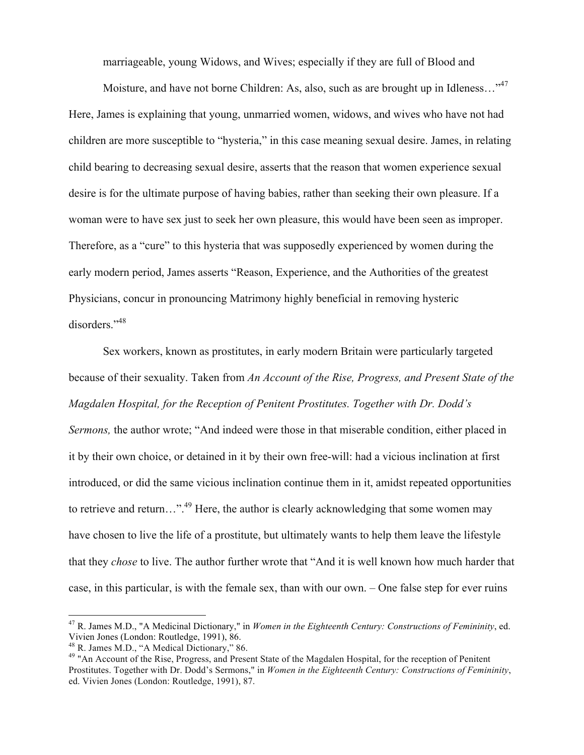marriageable, young Widows, and Wives; especially if they are full of Blood and Moisture, and have not borne Children: As, also, such as are brought up in Idleness…"[47] Here, James is explaining that young, unmarried women, widows, and wives who have not had children are more susceptible to "hysteria," in this case meaning sexual desire. James, in relating child bearing to decreasing sexual desire, asserts that the reason that women experience sexual desire is for the ultimate purpose of having babies, rather than seeking their own pleasure. If a woman were to have sex just to seek her own pleasure, this would have been seen as improper. Therefore, as a "cure" to this hysteria that was supposedly experienced by women during the early modern period, James asserts "Reason, Experience, and the Authorities of the greatest Physicians, concur in pronouncing Matrimony highly beneficial in removing hysteric disorders."[48]

Sex workers, known as prostitutes, in early modern Britain were particularly targeted because of their sexuality. Taken from *An Account of the Rise, Progress, and Present State of the Magdalen Hospital, for the Reception of Penitent Prostitutes. Together with Dr. Dodd's Sermons,* the author wrote; "And indeed were those in that miserable condition, either placed in it by their own choice, or detained in it by their own free-will: had a vicious inclination at first introduced, or did the same vicious inclination continue them in it, amidst repeated opportunities to retrieve and return…".[49] Here, the author is clearly acknowledging that some women may have chosen to live the life of a prostitute, but ultimately wants to help them leave the lifestyle that they *chose* to live. The author further wrote that "And it is well known how much harder that case, in this particular, is with the female sex, than with our own. – One false step for ever ruins

---

[47] R. James M.D., "A Medicinal Dictionary," in *Women in the Eighteenth Century: Constructions of Femininity*, ed. Vivien Jones (London: Routledge, 1991), 86.

[48] R. James M.D., "A Medical Dictionary," 86.

[49] "An Account of the Rise, Progress, and Present State of the Magdalen Hospital, for the reception of Penitent Prostitutes. Together with Dr. Dodd's Sermons," in *Women in the Eighteenth Century: Constructions of Femininity*, ed. Vivien Jones (London: Routledge, 1991), 87.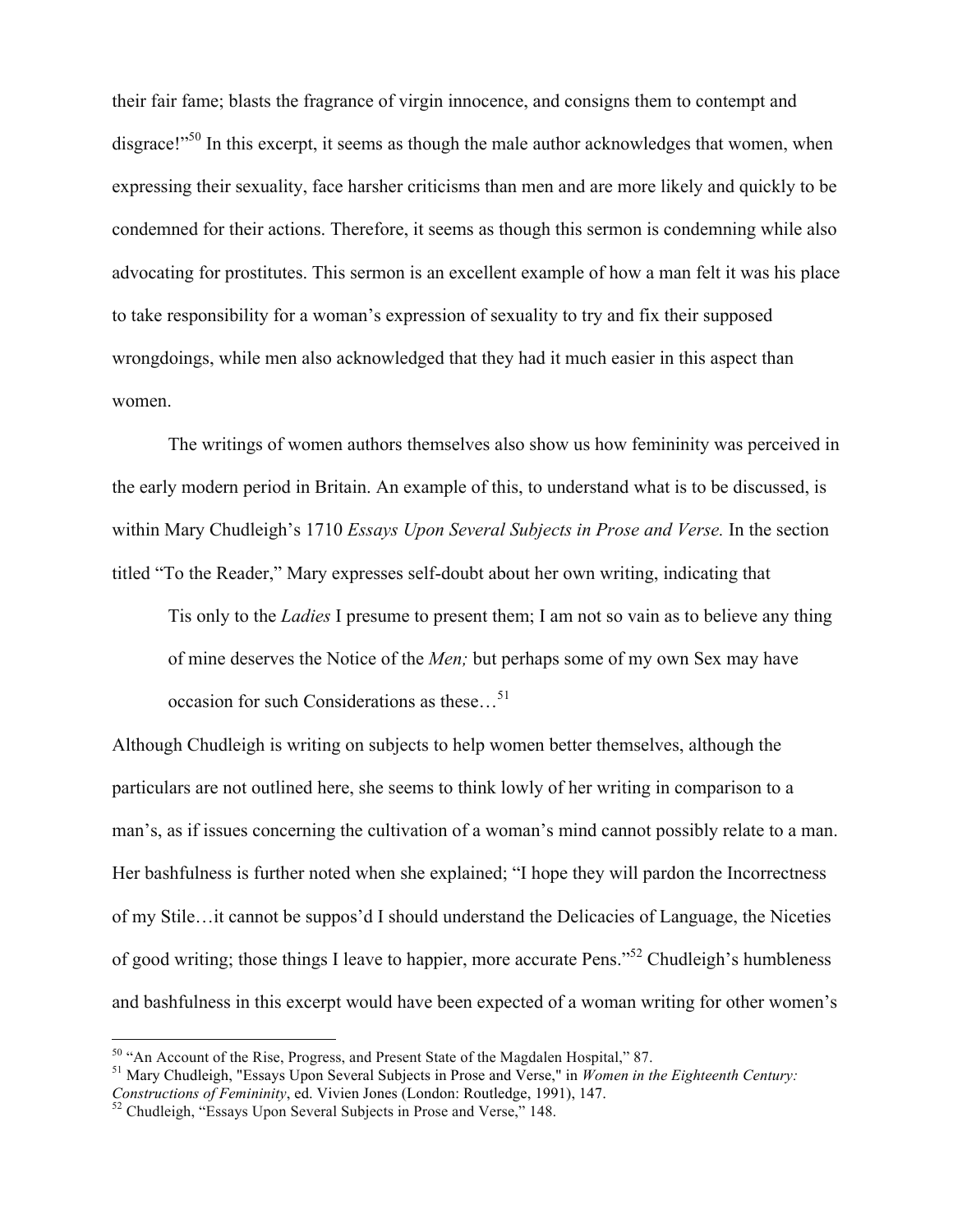their fair fame; blasts the fragrance of virgin innocence, and consigns them to contempt and disgrace!"[50] In this excerpt, it seems as though the male author acknowledges that women, when expressing their sexuality, face harsher criticisms than men and are more likely and quickly to be condemned for their actions. Therefore, it seems as though this sermon is condemning while also advocating for prostitutes. This sermon is an excellent example of how a man felt it was his place to take responsibility for a woman's expression of sexuality to try and fix their supposed wrongdoings, while men also acknowledged that they had it much easier in this aspect than women.

The writings of women authors themselves also show us how femininity was perceived in the early modern period in Britain. An example of this, to understand what is to be discussed, is within Mary Chudleigh's 1710 *Essays Upon Several Subjects in Prose and Verse.* In the section titled "To the Reader," Mary expresses self-doubt about her own writing, indicating that

> Tis only to the *Ladies* I presume to present them; I am not so vain as to believe any thing of mine deserves the Notice of the *Men;* but perhaps some of my own Sex may have occasion for such Considerations as these…[51]

Although Chudleigh is writing on subjects to help women better themselves, although the particulars are not outlined here, she seems to think lowly of her writing in comparison to a man's, as if issues concerning the cultivation of a woman's mind cannot possibly relate to a man. Her bashfulness is further noted when she explained; "I hope they will pardon the Incorrectness of my Stile…it cannot be suppos'd I should understand the Delicacies of Language, the Niceties of good writing; those things I leave to happier, more accurate Pens."[52] Chudleigh's humbleness and bashfulness in this excerpt would have been expected of a woman writing for other women's

---

[50] "An Account of the Rise, Progress, and Present State of the Magdalen Hospital," 87.

[51] Mary Chudleigh, "Essays Upon Several Subjects in Prose and Verse," in *Women in the Eighteenth Century: Constructions of Femininity*, ed. Vivien Jones (London: Routledge, 1991), 147.

[52] Chudleigh, "Essays Upon Several Subjects in Prose and Verse," 148.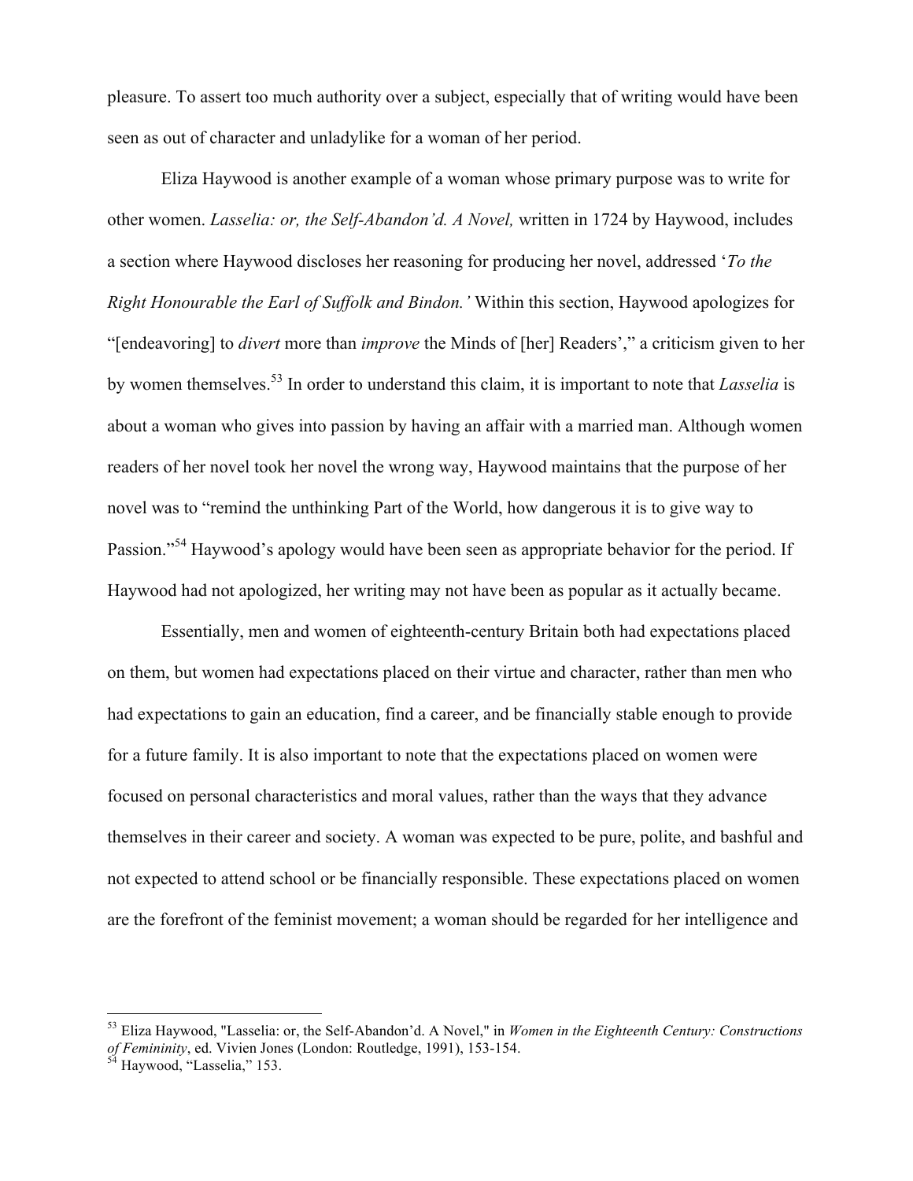pleasure. To assert too much authority over a subject, especially that of writing would have been seen as out of character and unladylike for a woman of her period.

Eliza Haywood is another example of a woman whose primary purpose was to write for other women. *Lasselia: or, the Self-Abandon'd. A Novel,* written in 1724 by Haywood, includes a section where Haywood discloses her reasoning for producing her novel, addressed '*To the Right Honourable the Earl of Suffolk and Bindon.'* Within this section, Haywood apologizes for "[endeavoring] to *divert* more than *improve* the Minds of [her] Readers'," a criticism given to her by women themselves.[53] In order to understand this claim, it is important to note that *Lasselia* is about a woman who gives into passion by having an affair with a married man. Although women readers of her novel took her novel the wrong way, Haywood maintains that the purpose of her novel was to "remind the unthinking Part of the World, how dangerous it is to give way to Passion."[54] Haywood's apology would have been seen as appropriate behavior for the period. If Haywood had not apologized, her writing may not have been as popular as it actually became.

Essentially, men and women of eighteenth-century Britain both had expectations placed on them, but women had expectations placed on their virtue and character, rather than men who had expectations to gain an education, find a career, and be financially stable enough to provide for a future family. It is also important to note that the expectations placed on women were focused on personal characteristics and moral values, rather than the ways that they advance themselves in their career and society. A woman was expected to be pure, polite, and bashful and not expected to attend school or be financially responsible. These expectations placed on women are the forefront of the feminist movement; a woman should be regarded for her intelligence and

---

[53] Eliza Haywood, "Lasselia: or, the Self-Abandon'd. A Novel," in *Women in the Eighteenth Century: Constructions of Femininity*, ed. Vivien Jones (London: Routledge, 1991), 153-154.

[54] Haywood, "Lasselia," 153.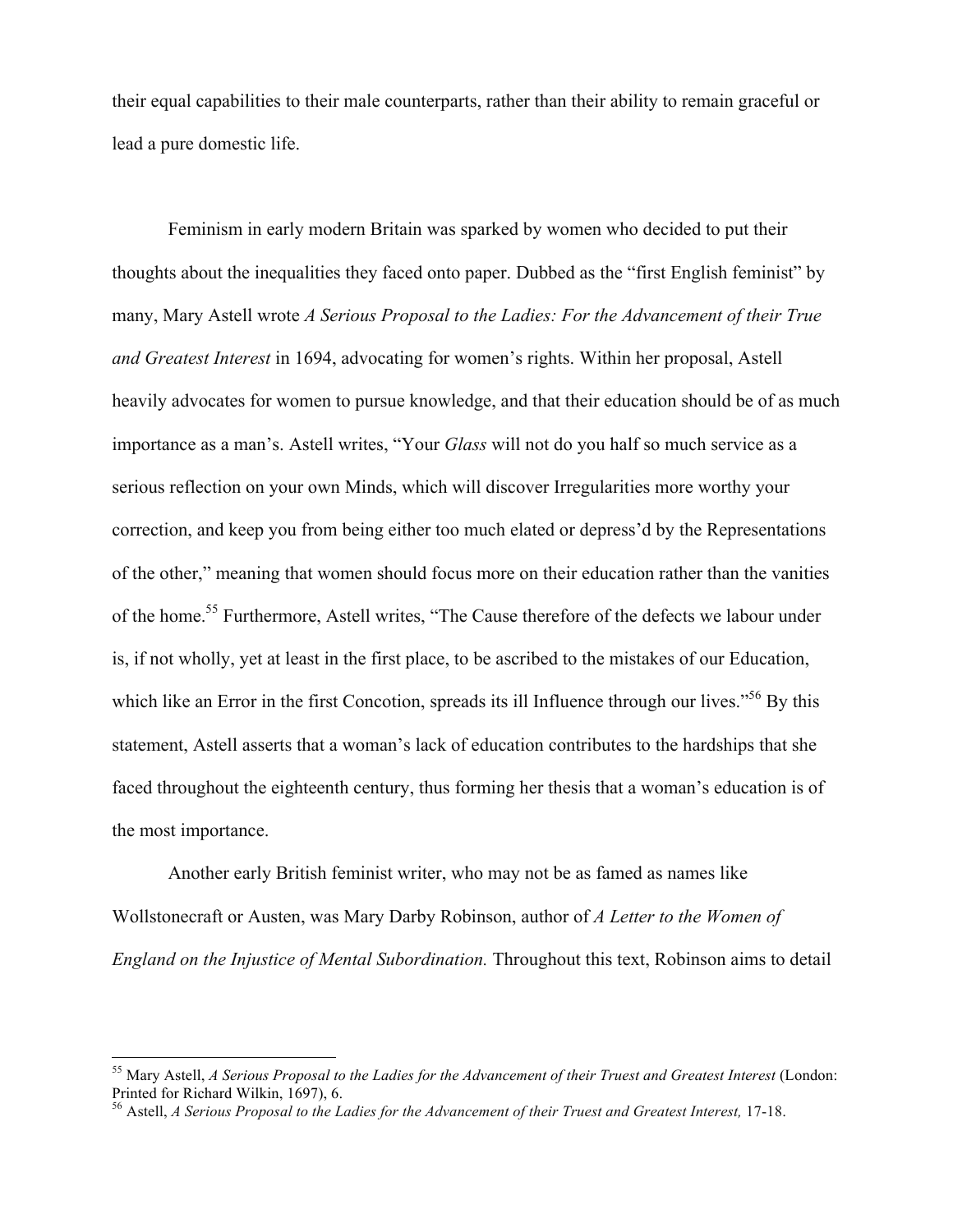their equal capabilities to their male counterparts, rather than their ability to remain graceful or lead a pure domestic life.

Feminism in early modern Britain was sparked by women who decided to put their thoughts about the inequalities they faced onto paper. Dubbed as the "first English feminist" by many, Mary Astell wrote *A Serious Proposal to the Ladies: For the Advancement of their True and Greatest Interest* in 1694, advocating for women's rights. Within her proposal, Astell heavily advocates for women to pursue knowledge, and that their education should be of as much importance as a man's. Astell writes, "Your *Glass* will not do you half so much service as a serious reflection on your own Minds, which will discover Irregularities more worthy your correction, and keep you from being either too much elated or depress'd by the Representations of the other," meaning that women should focus more on their education rather than the vanities of the home.[55] Furthermore, Astell writes, "The Cause therefore of the defects we labour under is, if not wholly, yet at least in the first place, to be ascribed to the mistakes of our Education, which like an Error in the first Concoction, spreads its ill Influence through our lives."[56] By this statement, Astell asserts that a woman's lack of education contributes to the hardships that she faced throughout the eighteenth century, thus forming her thesis that a woman's education is of the most importance.

Another early British feminist writer, who may not be as famed as names like Wollstonecraft or Austen, was Mary Darby Robinson, author of *A Letter to the Women of England on the Injustice of Mental Subordination.* Throughout this text, Robinson aims to detail

---

[55] Mary Astell, *A Serious Proposal to the Ladies for the Advancement of their Truest and Greatest Interest* (London: Printed for Richard Wilkin, 1697), 6.

[56] Astell, *A Serious Proposal to the Ladies for the Advancement of their Truest and Greatest Interest,* 17-18.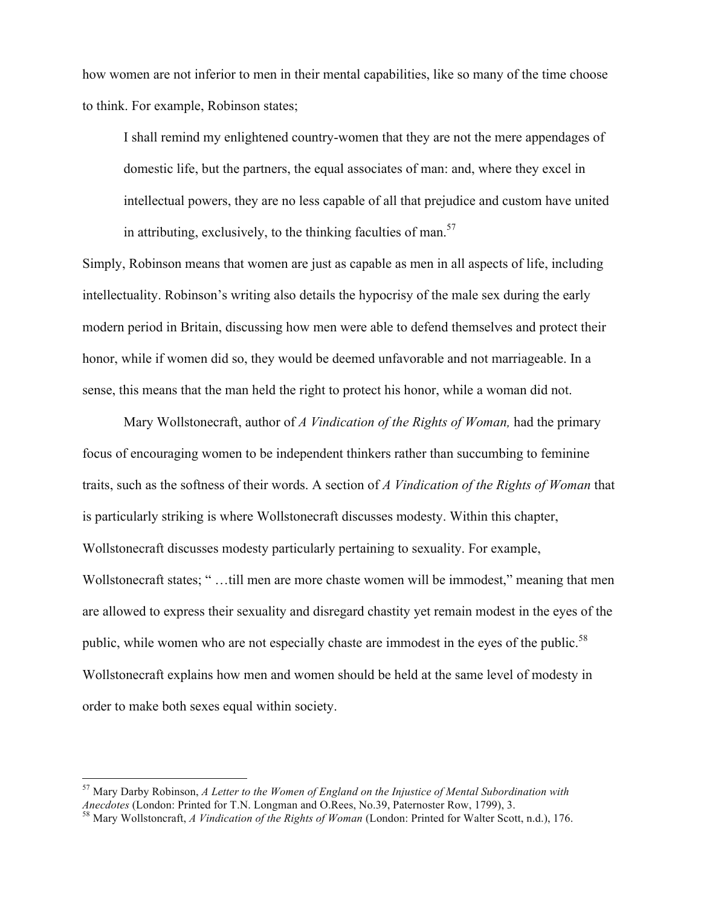how women are not inferior to men in their mental capabilities, like so many of the time choose to think. For example, Robinson states;

> I shall remind my enlightened country-women that they are not the mere appendages of domestic life, but the partners, the equal associates of man: and, where they excel in intellectual powers, they are no less capable of all that prejudice and custom have united in attributing, exclusively, to the thinking faculties of man.[57]

Simply, Robinson means that women are just as capable as men in all aspects of life, including intellectuality. Robinson's writing also details the hypocrisy of the male sex during the early modern period in Britain, discussing how men were able to defend themselves and protect their honor, while if women did so, they would be deemed unfavorable and not marriageable. In a sense, this means that the man held the right to protect his honor, while a woman did not.

Mary Wollstonecraft, author of *A Vindication of the Rights of Woman,* had the primary focus of encouraging women to be independent thinkers rather than succumbing to feminine traits, such as the softness of their words. A section of *A Vindication of the Rights of Woman* that is particularly striking is where Wollstonecraft discusses modesty. Within this chapter, Wollstonecraft discusses modesty particularly pertaining to sexuality. For example, Wollstonecraft states; " …till men are more chaste women will be immodest," meaning that men are allowed to express their sexuality and disregard chastity yet remain modest in the eyes of the public, while women who are not especially chaste are immodest in the eyes of the public.[58] Wollstonecraft explains how men and women should be held at the same level of modesty in order to make both sexes equal within society.

---

[57] Mary Darby Robinson, *A Letter to the Women of England on the Injustice of Mental Subordination with Anecdotes* (London: Printed for T.N. Longman and O.Rees, No.39, Paternoster Row, 1799), 3.

[58] Mary Wollstoncraft, *A Vindication of the Rights of Woman* (London: Printed for Walter Scott, n.d.), 176.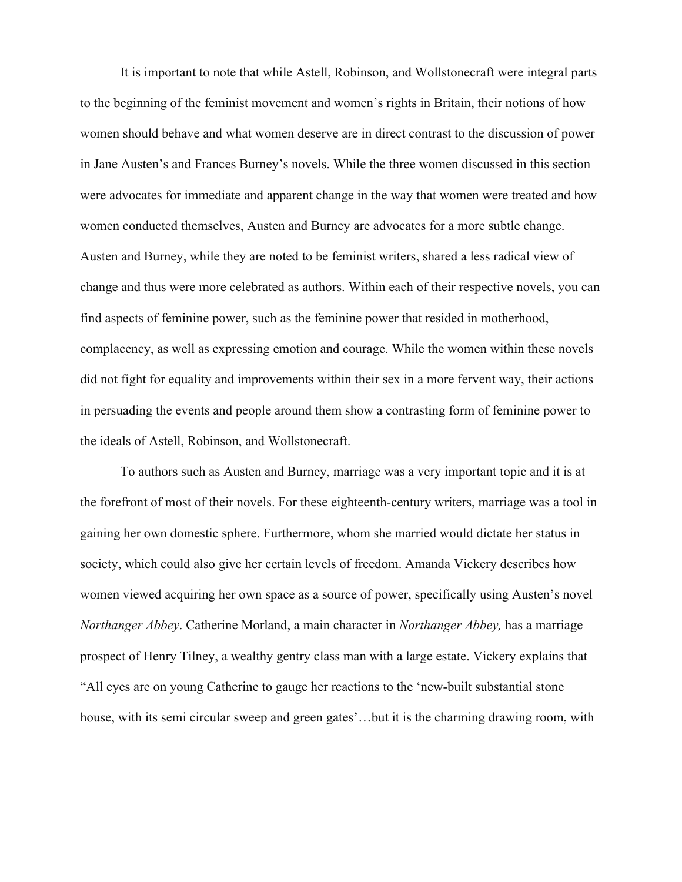It is important to note that while Astell, Robinson, and Wollstonecraft were integral parts to the beginning of the feminist movement and women's rights in Britain, their notions of how women should behave and what women deserve are in direct contrast to the discussion of power in Jane Austen's and Frances Burney's novels. While the three women discussed in this section were advocates for immediate and apparent change in the way that women were treated and how women conducted themselves, Austen and Burney are advocates for a more subtle change. Austen and Burney, while they are noted to be feminist writers, shared a less radical view of change and thus were more celebrated as authors. Within each of their respective novels, you can find aspects of feminine power, such as the feminine power that resided in motherhood, complacency, as well as expressing emotion and courage. While the women within these novels did not fight for equality and improvements within their sex in a more fervent way, their actions in persuading the events and people around them show a contrasting form of feminine power to the ideals of Astell, Robinson, and Wollstonecraft.

To authors such as Austen and Burney, marriage was a very important topic and it is at the forefront of most of their novels. For these eighteenth-century writers, marriage was a tool in gaining her own domestic sphere. Furthermore, whom she married would dictate her status in society, which could also give her certain levels of freedom. Amanda Vickery describes how women viewed acquiring her own space as a source of power, specifically using Austen's novel *Northanger Abbey*. Catherine Morland, a main character in *Northanger Abbey,* has a marriage prospect of Henry Tilney, a wealthy gentry class man with a large estate. Vickery explains that "All eyes are on young Catherine to gauge her reactions to the 'new-built substantial stone house, with its semi circular sweep and green gates'…but it is the charming drawing room, with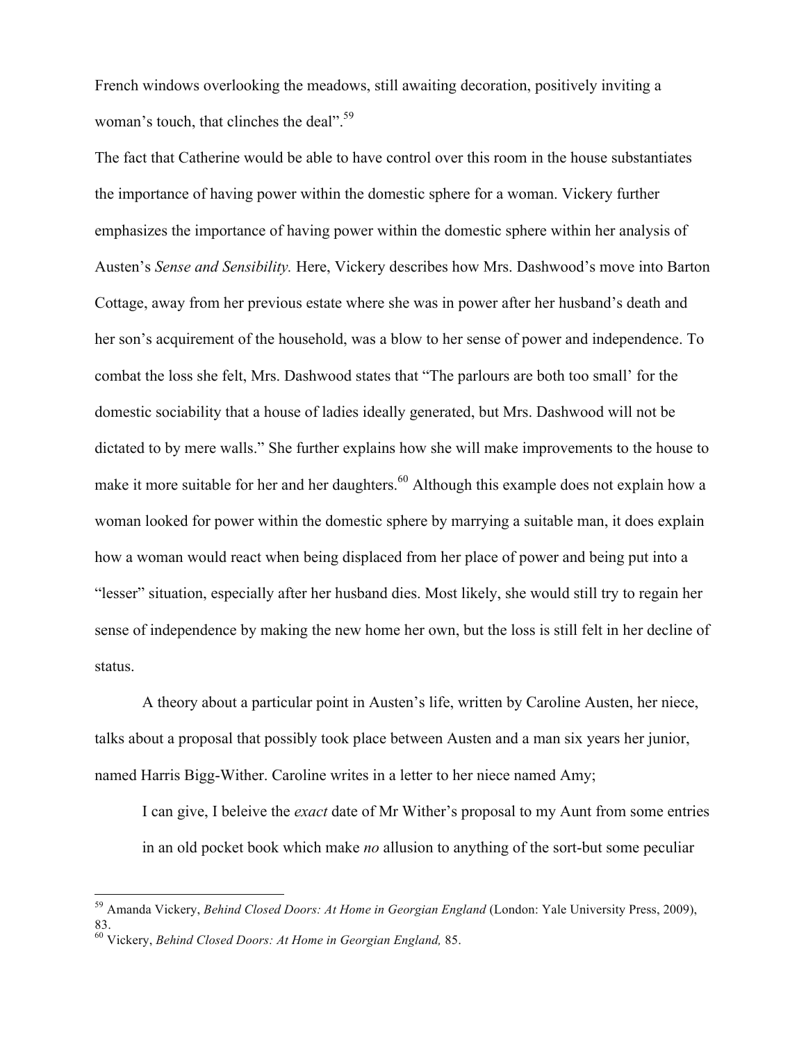French windows overlooking the meadows, still awaiting decoration, positively inviting a woman's touch, that clinches the deal".[59]

The fact that Catherine would be able to have control over this room in the house substantiates the importance of having power within the domestic sphere for a woman. Vickery further emphasizes the importance of having power within the domestic sphere within her analysis of Austen's *Sense and Sensibility.* Here, Vickery describes how Mrs. Dashwood's move into Barton Cottage, away from her previous estate where she was in power after her husband's death and her son's acquirement of the household, was a blow to her sense of power and independence. To combat the loss she felt, Mrs. Dashwood states that "The parlours are both too small' for the domestic sociability that a house of ladies ideally generated, but Mrs. Dashwood will not be dictated to by mere walls." She further explains how she will make improvements to the house to make it more suitable for her and her daughters.[60] Although this example does not explain how a woman looked for power within the domestic sphere by marrying a suitable man, it does explain how a woman would react when being displaced from her place of power and being put into a "lesser" situation, especially after her husband dies. Most likely, she would still try to regain her sense of independence by making the new home her own, but the loss is still felt in her decline of status.

A theory about a particular point in Austen's life, written by Caroline Austen, her niece, talks about a proposal that possibly took place between Austen and a man six years her junior, named Harris Bigg-Wither. Caroline writes in a letter to her niece named Amy;

> I can give, I beleive the *exact* date of Mr Wither's proposal to my Aunt from some entries in an old pocket book which make *no* allusion to anything of the sort-but some peculiar

---

[59] Amanda Vickery, *Behind Closed Doors: At Home in Georgian England* (London: Yale University Press, 2009), 83.

[60] Vickery, *Behind Closed Doors: At Home in Georgian England,* 85.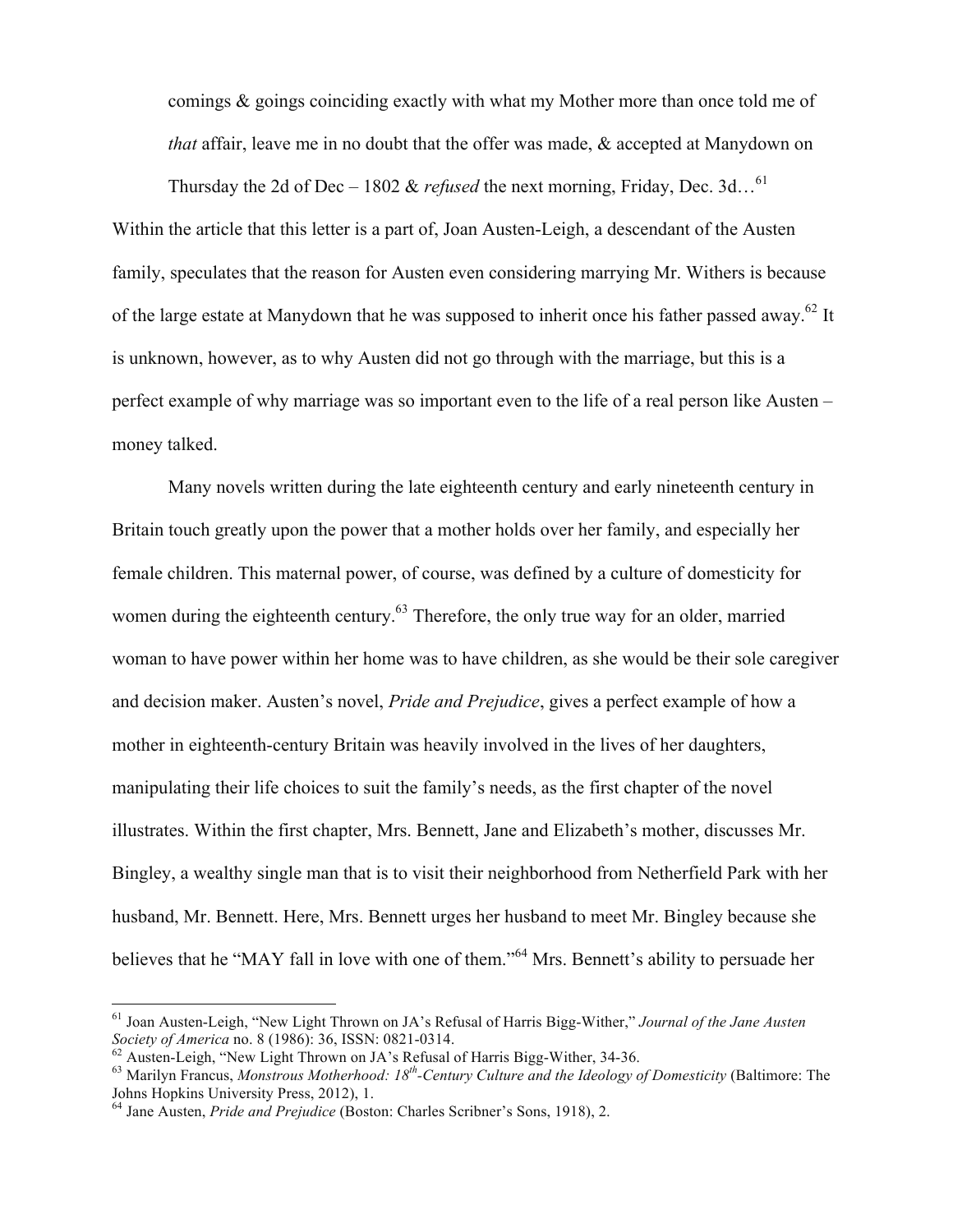> comings & goings coinciding exactly with what my Mother more than once told me of *that* affair, leave me in no doubt that the offer was made, & accepted at Manydown on Thursday the 2d of Dec – 1802 & *refused* the next morning, Friday, Dec. 3d…[61]

Within the article that this letter is a part of, Joan Austen-Leigh, a descendant of the Austen family, speculates that the reason for Austen even considering marrying Mr. Withers is because of the large estate at Manydown that he was supposed to inherit once his father passed away.[62] It is unknown, however, as to why Austen did not go through with the marriage, but this is a perfect example of why marriage was so important even to the life of a real person like Austen – money talked.

Many novels written during the late eighteenth century and early nineteenth century in Britain touch greatly upon the power that a mother holds over her family, and especially her female children. This maternal power, of course, was defined by a culture of domesticity for women during the eighteenth century.[63] Therefore, the only true way for an older, married woman to have power within her home was to have children, as she would be their sole caregiver and decision maker. Austen's novel, *Pride and Prejudice*, gives a perfect example of how a mother in eighteenth-century Britain was heavily involved in the lives of her daughters, manipulating their life choices to suit the family's needs, as the first chapter of the novel illustrates. Within the first chapter, Mrs. Bennett, Jane and Elizabeth's mother, discusses Mr. Bingley, a wealthy single man that is to visit their neighborhood from Netherfield Park with her husband, Mr. Bennett. Here, Mrs. Bennett urges her husband to meet Mr. Bingley because she believes that he "MAY fall in love with one of them."[64] Mrs. Bennett's ability to persuade her

---

[61] Joan Austen-Leigh, "New Light Thrown on JA's Refusal of Harris Bigg-Wither," *Journal of the Jane Austen Society of America* no. 8 (1986): 36, ISSN: 0821-0314.

[62] Austen-Leigh, "New Light Thrown on JA's Refusal of Harris Bigg-Wither, 34-36.

[63] Marilyn Francus, *Monstrous Motherhood: 18th-Century Culture and the Ideology of Domesticity* (Baltimore: The Johns Hopkins University Press, 2012), 1.

[64] Jane Austen, *Pride and Prejudice* (Boston: Charles Scribner's Sons, 1918), 2.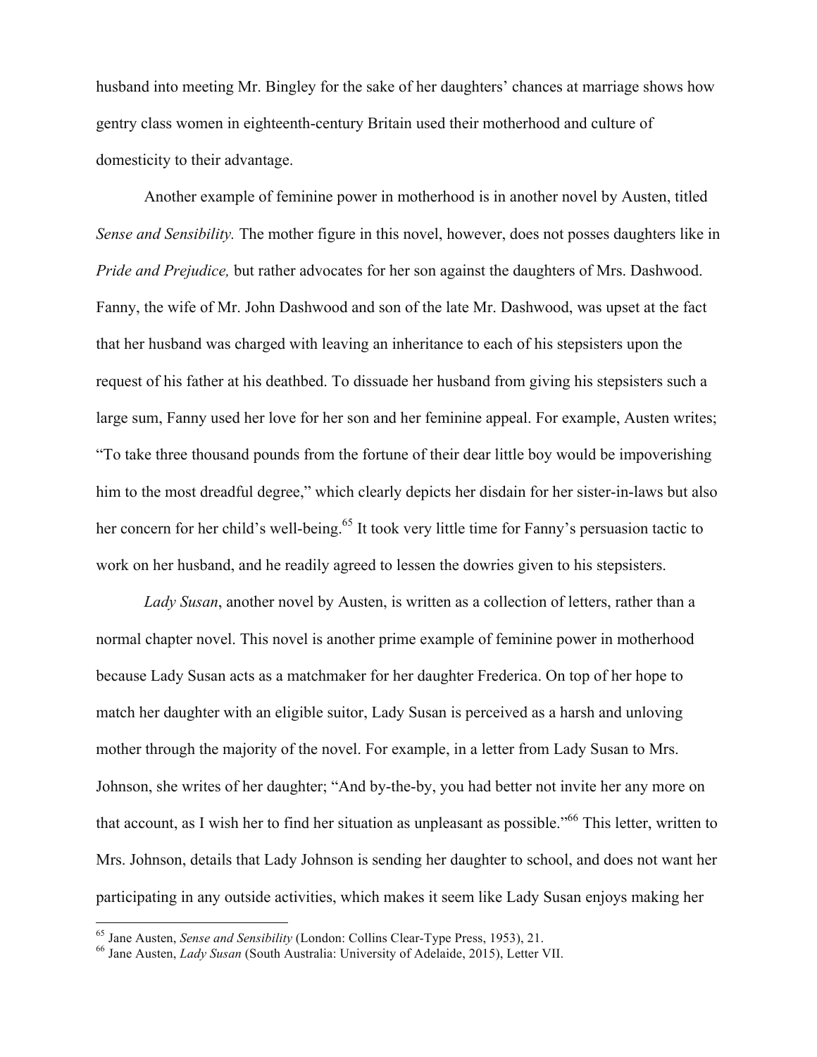husband into meeting Mr. Bingley for the sake of her daughters' chances at marriage shows how gentry class women in eighteenth-century Britain used their motherhood and culture of domesticity to their advantage.

Another example of feminine power in motherhood is in another novel by Austen, titled *Sense and Sensibility.* The mother figure in this novel, however, does not posses daughters like in *Pride and Prejudice,* but rather advocates for her son against the daughters of Mrs. Dashwood. Fanny, the wife of Mr. John Dashwood and son of the late Mr. Dashwood, was upset at the fact that her husband was charged with leaving an inheritance to each of his stepsisters upon the request of his father at his deathbed. To dissuade her husband from giving his stepsisters such a large sum, Fanny used her love for her son and her feminine appeal. For example, Austen writes; "To take three thousand pounds from the fortune of their dear little boy would be impoverishing him to the most dreadful degree," which clearly depicts her disdain for her sister-in-laws but also her concern for her child's well-being.[65] It took very little time for Fanny's persuasion tactic to work on her husband, and he readily agreed to lessen the dowries given to his stepsisters.

*Lady Susan*, another novel by Austen, is written as a collection of letters, rather than a normal chapter novel. This novel is another prime example of feminine power in motherhood because Lady Susan acts as a matchmaker for her daughter Frederica. On top of her hope to match her daughter with an eligible suitor, Lady Susan is perceived as a harsh and unloving mother through the majority of the novel. For example, in a letter from Lady Susan to Mrs. Johnson, she writes of her daughter; "And by-the-by, you had better not invite her any more on that account, as I wish her to find her situation as unpleasant as possible."[66] This letter, written to Mrs. Johnson, details that Lady Johnson is sending her daughter to school, and does not want her participating in any outside activities, which makes it seem like Lady Susan enjoys making her

---

[65] Jane Austen, *Sense and Sensibility* (London: Collins Clear-Type Press, 1953), 21.

[66] Jane Austen, *Lady Susan* (South Australia: University of Adelaide, 2015), Letter VII.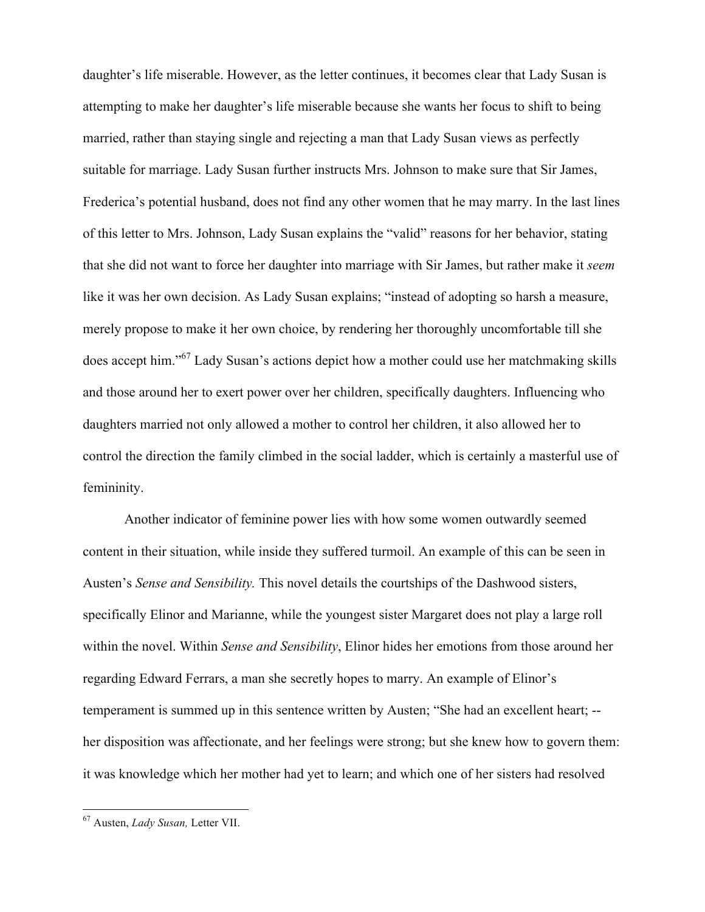daughter's life miserable. However, as the letter continues, it becomes clear that Lady Susan is attempting to make her daughter's life miserable because she wants her focus to shift to being married, rather than staying single and rejecting a man that Lady Susan views as perfectly suitable for marriage. Lady Susan further instructs Mrs. Johnson to make sure that Sir James, Frederica's potential husband, does not find any other women that he may marry. In the last lines of this letter to Mrs. Johnson, Lady Susan explains the "valid" reasons for her behavior, stating that she did not want to force her daughter into marriage with Sir James, but rather make it *seem* like it was her own decision. As Lady Susan explains; "instead of adopting so harsh a measure, merely propose to make it her own choice, by rendering her thoroughly uncomfortable till she does accept him."[67] Lady Susan's actions depict how a mother could use her matchmaking skills and those around her to exert power over her children, specifically daughters. Influencing who daughters married not only allowed a mother to control her children, it also allowed her to control the direction the family climbed in the social ladder, which is certainly a masterful use of femininity.

Another indicator of feminine power lies with how some women outwardly seemed content in their situation, while inside they suffered turmoil. An example of this can be seen in Austen's *Sense and Sensibility.* This novel details the courtships of the Dashwood sisters, specifically Elinor and Marianne, while the youngest sister Margaret does not play a large roll within the novel. Within *Sense and Sensibility*, Elinor hides her emotions from those around her regarding Edward Ferrars, a man she secretly hopes to marry. An example of Elinor's temperament is summed up in this sentence written by Austen; "She had an excellent heart; -- her disposition was affectionate, and her feelings were strong; but she knew how to govern them: it was knowledge which her mother had yet to learn; and which one of her sisters had resolved

---

[67] Austen, *Lady Susan,* Letter VII.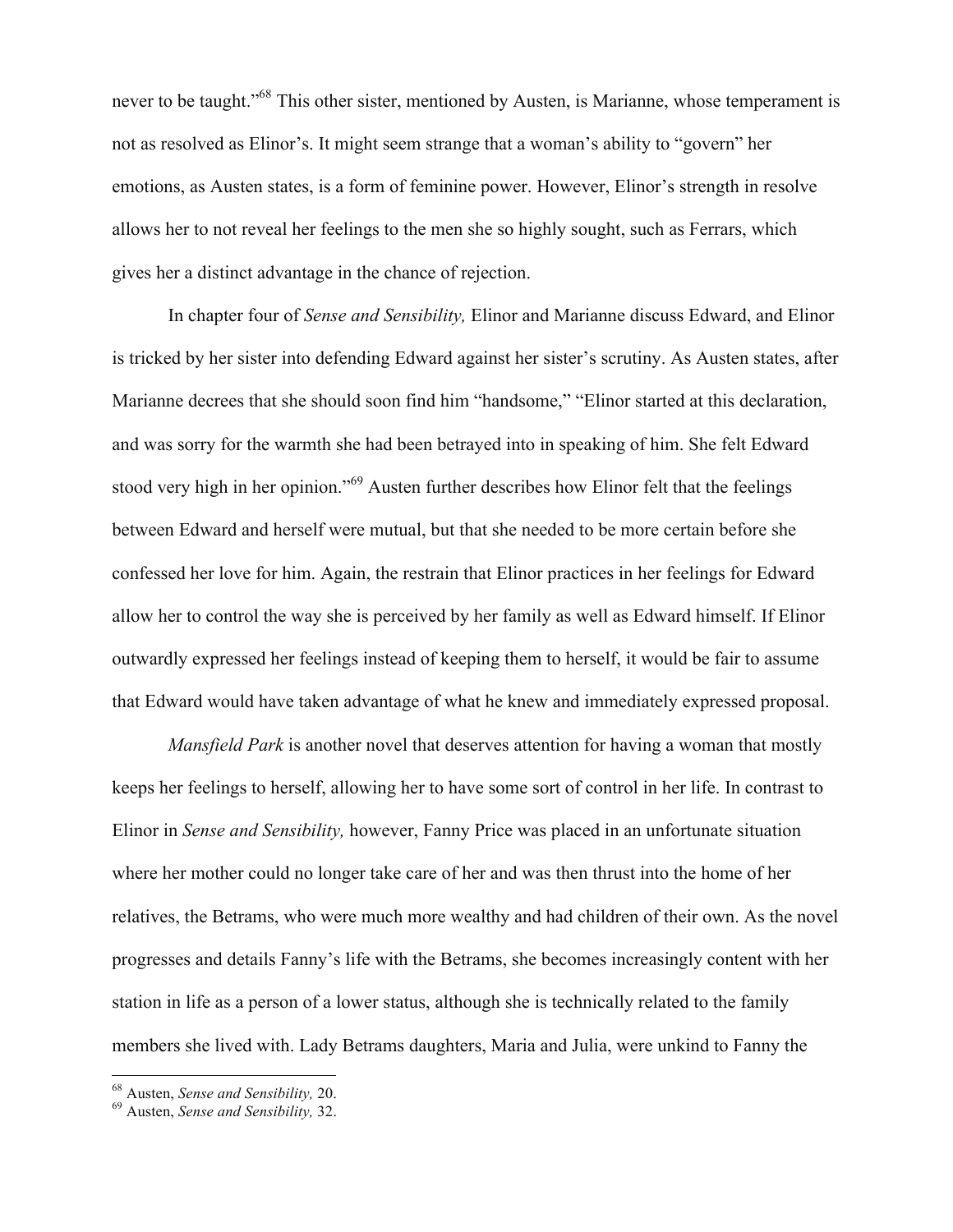never to be taught."[68] This other sister, mentioned by Austen, is Marianne, whose temperament is not as resolved as Elinor's. It might seem strange that a woman's ability to "govern" her emotions, as Austen states, is a form of feminine power. However, Elinor's strength in resolve allows her to not reveal her feelings to the men she so highly sought, such as Ferrars, which gives her a distinct advantage in the chance of rejection.

In chapter four of *Sense and Sensibility,* Elinor and Marianne discuss Edward, and Elinor is tricked by her sister into defending Edward against her sister's scrutiny. As Austen states, after Marianne decrees that she should soon find him "handsome," "Elinor started at this declaration, and was sorry for the warmth she had been betrayed into in speaking of him. She felt Edward stood very high in her opinion."[69] Austen further describes how Elinor felt that the feelings between Edward and herself were mutual, but that she needed to be more certain before she confessed her love for him. Again, the restrain that Elinor practices in her feelings for Edward allow her to control the way she is perceived by her family as well as Edward himself. If Elinor outwardly expressed her feelings instead of keeping them to herself, it would be fair to assume that Edward would have taken advantage of what he knew and immediately expressed proposal.

*Mansfield Park* is another novel that deserves attention for having a woman that mostly keeps her feelings to herself, allowing her to have some sort of control in her life. In contrast to Elinor in *Sense and Sensibility,* however, Fanny Price was placed in an unfortunate situation where her mother could no longer take care of her and was then thrust into the home of her relatives, the Betrams, who were much more wealthy and had children of their own. As the novel progresses and details Fanny's life with the Betrams, she becomes increasingly content with her station in life as a person of a lower status, although she is technically related to the family members she lived with. Lady Betrams daughters, Maria and Julia, were unkind to Fanny the

---

[68] Austen, *Sense and Sensibility,* 20.

[69] Austen, *Sense and Sensibility,* 32.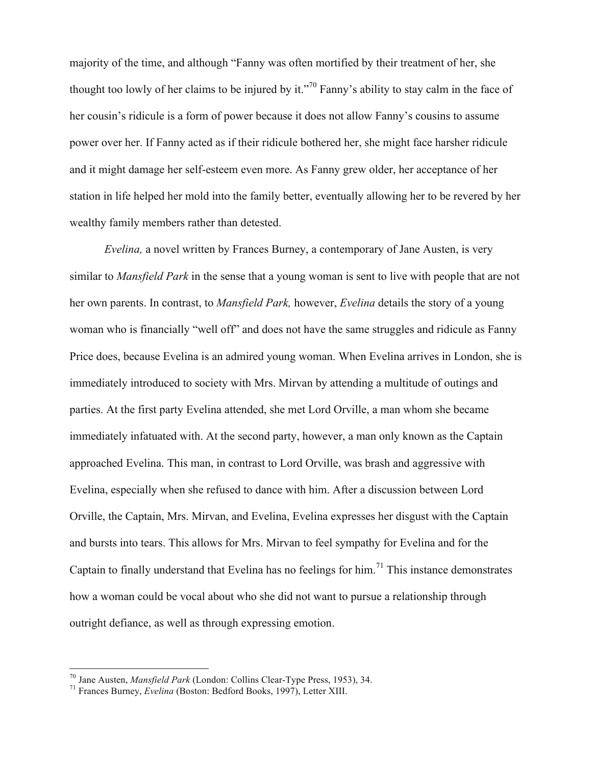majority of the time, and although "Fanny was often mortified by their treatment of her, she thought too lowly of her claims to be injured by it."[70] Fanny's ability to stay calm in the face of her cousin's ridicule is a form of power because it does not allow Fanny's cousins to assume power over her. If Fanny acted as if their ridicule bothered her, she might face harsher ridicule and it might damage her self-esteem even more. As Fanny grew older, her acceptance of her station in life helped her mold into the family better, eventually allowing her to be revered by her wealthy family members rather than detested.

*Evelina,* a novel written by Frances Burney, a contemporary of Jane Austen, is very similar to *Mansfield Park* in the sense that a young woman is sent to live with people that are not her own parents. In contrast, to *Mansfield Park,* however, *Evelina* details the story of a young woman who is financially "well off" and does not have the same struggles and ridicule as Fanny Price does, because Evelina is an admired young woman. When Evelina arrives in London, she is immediately introduced to society with Mrs. Mirvan by attending a multitude of outings and parties. At the first party Evelina attended, she met Lord Orville, a man whom she became immediately infatuated with. At the second party, however, a man only known as the Captain approached Evelina. This man, in contrast to Lord Orville, was brash and aggressive with Evelina, especially when she refused to dance with him. After a discussion between Lord Orville, the Captain, Mrs. Mirvan, and Evelina, Evelina expresses her disgust with the Captain and bursts into tears. This allows for Mrs. Mirvan to feel sympathy for Evelina and for the Captain to finally understand that Evelina has no feelings for him.[71] This instance demonstrates how a woman could be vocal about who she did not want to pursue a relationship through outright defiance, as well as through expressing emotion.

---

[70] Jane Austen, *Mansfield Park* (London: Collins Clear-Type Press, 1953), 34.

[71] Frances Burney, *Evelina* (Boston: Bedford Books, 1997), Letter XIII.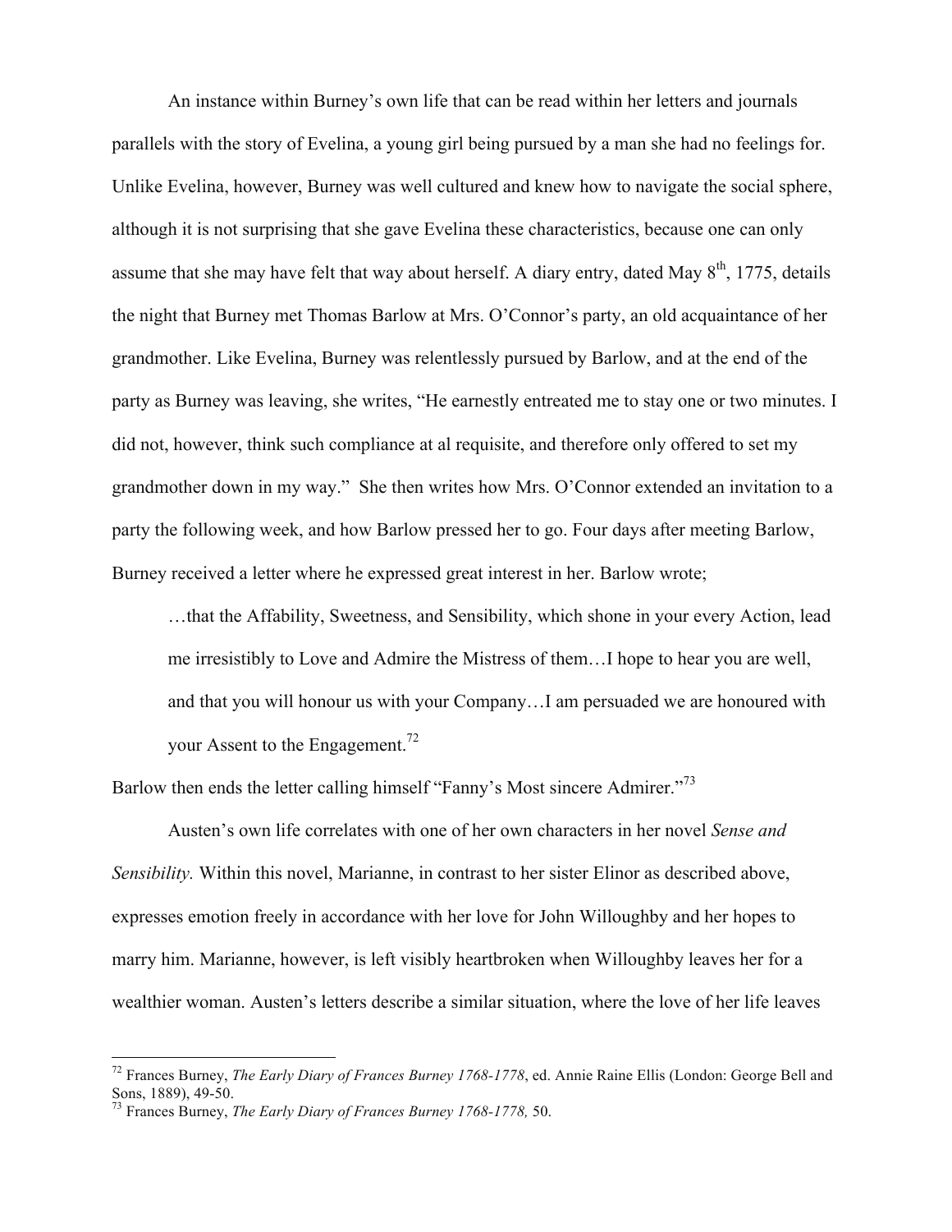An instance within Burney's own life that can be read within her letters and journals parallels with the story of Evelina, a young girl being pursued by a man she had no feelings for. Unlike Evelina, however, Burney was well cultured and knew how to navigate the social sphere, although it is not surprising that she gave Evelina these characteristics, because one can only assume that she may have felt that way about herself. A diary entry, dated May 8th, 1775, details the night that Burney met Thomas Barlow at Mrs. O'Connor's party, an old acquaintance of her grandmother. Like Evelina, Burney was relentlessly pursued by Barlow, and at the end of the party as Burney was leaving, she writes, "He earnestly entreated me to stay one or two minutes. I did not, however, think such compliance at al requisite, and therefore only offered to set my grandmother down in my way." She then writes how Mrs. O'Connor extended an invitation to a party the following week, and how Barlow pressed her to go. Four days after meeting Barlow, Burney received a letter where he expressed great interest in her. Barlow wrote;

> …that the Affability, Sweetness, and Sensibility, which shone in your every Action, lead me irresistibly to Love and Admire the Mistress of them…I hope to hear you are well, and that you will honour us with your Company…I am persuaded we are honoured with your Assent to the Engagement.[72]

Barlow then ends the letter calling himself "Fanny's Most sincere Admirer."[73]

Austen's own life correlates with one of her own characters in her novel *Sense and Sensibility.* Within this novel, Marianne, in contrast to her sister Elinor as described above, expresses emotion freely in accordance with her love for John Willoughby and her hopes to marry him. Marianne, however, is left visibly heartbroken when Willoughby leaves her for a wealthier woman. Austen's letters describe a similar situation, where the love of her life leaves

---

[72] Frances Burney, *The Early Diary of Frances Burney 1768-1778*, ed. Annie Raine Ellis (London: George Bell and Sons, 1889), 49-50.

[73] Frances Burney, *The Early Diary of Frances Burney 1768-1778,* 50.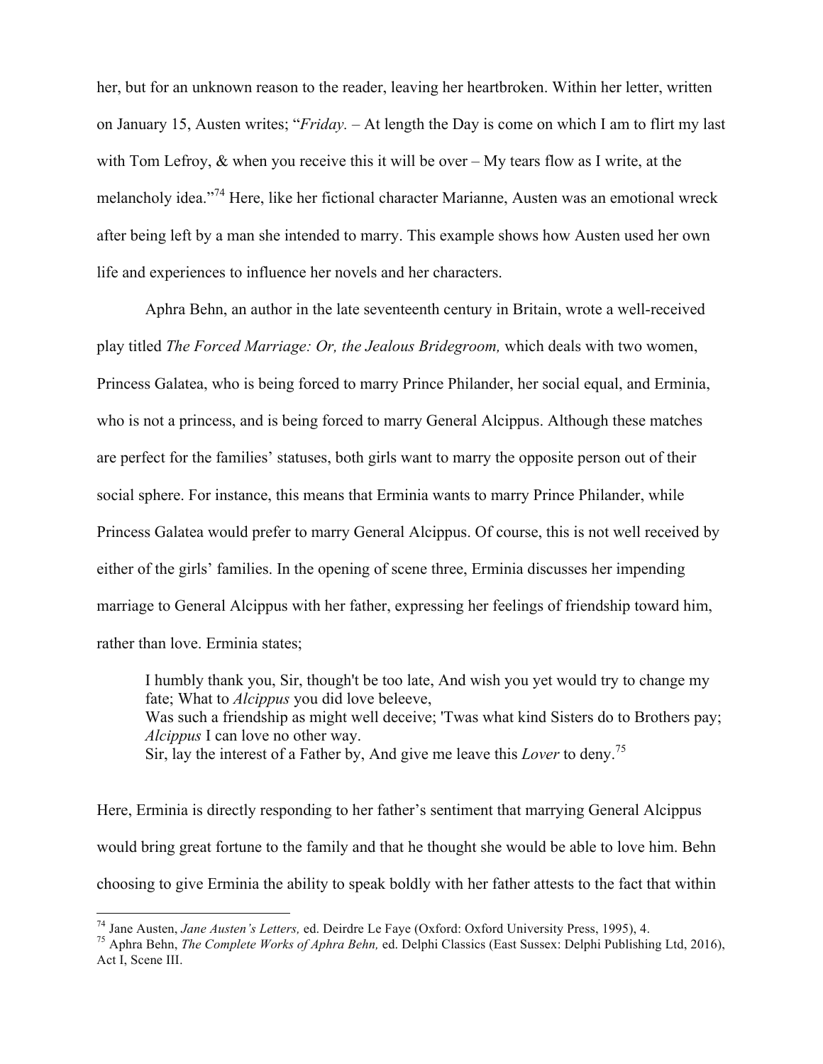her, but for an unknown reason to the reader, leaving her heartbroken. Within her letter, written on January 15, Austen writes; "*Friday.* – At length the Day is come on which I am to flirt my last with Tom Lefroy, & when you receive this it will be over – My tears flow as I write, at the melancholy idea."[74] Here, like her fictional character Marianne, Austen was an emotional wreck after being left by a man she intended to marry. This example shows how Austen used her own life and experiences to influence her novels and her characters.

Aphra Behn, an author in the late seventeenth century in Britain, wrote a well-received play titled *The Forced Marriage: Or, the Jealous Bridegroom,* which deals with two women, Princess Galatea, who is being forced to marry Prince Philander, her social equal, and Erminia, who is not a princess, and is being forced to marry General Alcippus. Although these matches are perfect for the families' statuses, both girls want to marry the opposite person out of their social sphere. For instance, this means that Erminia wants to marry Prince Philander, while Princess Galatea would prefer to marry General Alcippus. Of course, this is not well received by either of the girls' families. In the opening of scene three, Erminia discusses her impending marriage to General Alcippus with her father, expressing her feelings of friendship toward him, rather than love. Erminia states;

> I humbly thank you, Sir, though't be too late, And wish you yet would try to change my fate; What to *Alcippus* you did love beleeve,
> Was such a friendship as might well deceive; 'Twas what kind Sisters do to Brothers pay; *Alcippus* I can love no other way.
> Sir, lay the interest of a Father by, And give me leave this *Lover* to deny.[75]

Here, Erminia is directly responding to her father's sentiment that marrying General Alcippus would bring great fortune to the family and that he thought she would be able to love him. Behn choosing to give Erminia the ability to speak boldly with her father attests to the fact that within

---

[74] Jane Austen, *Jane Austen's Letters,* ed. Deirdre Le Faye (Oxford: Oxford University Press, 1995), 4.

[75] Aphra Behn, *The Complete Works of Aphra Behn,* ed. Delphi Classics (East Sussex: Delphi Publishing Ltd, 2016), Act I, Scene III.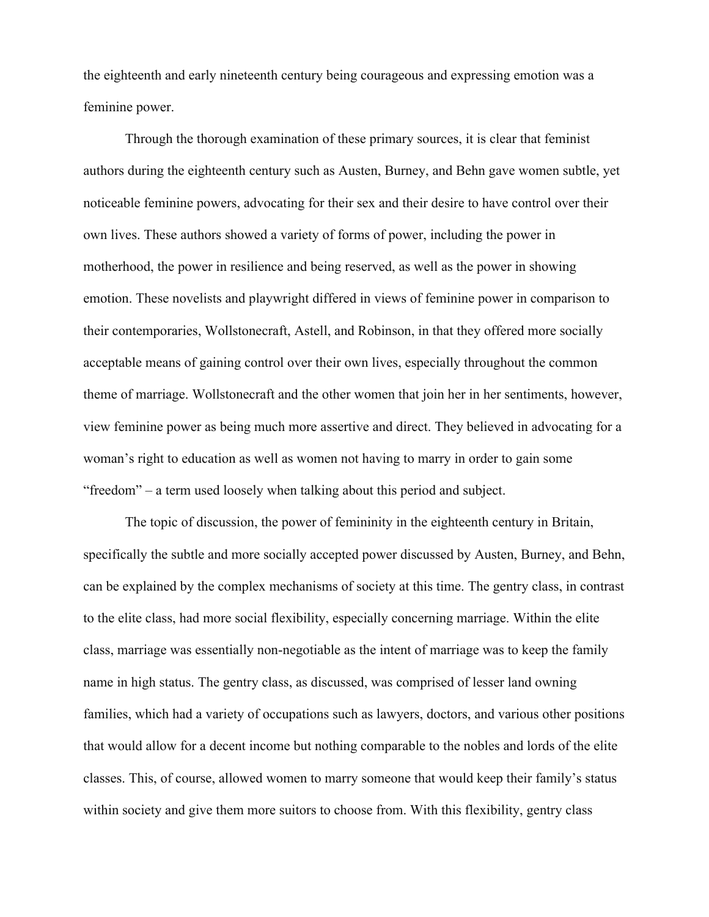the eighteenth and early nineteenth century being courageous and expressing emotion was a feminine power.

Through the thorough examination of these primary sources, it is clear that feminist authors during the eighteenth century such as Austen, Burney, and Behn gave women subtle, yet noticeable feminine powers, advocating for their sex and their desire to have control over their own lives. These authors showed a variety of forms of power, including the power in motherhood, the power in resilience and being reserved, as well as the power in showing emotion. These novelists and playwright differed in views of feminine power in comparison to their contemporaries, Wollstonecraft, Astell, and Robinson, in that they offered more socially acceptable means of gaining control over their own lives, especially throughout the common theme of marriage. Wollstonecraft and the other women that join her in her sentiments, however, view feminine power as being much more assertive and direct. They believed in advocating for a woman's right to education as well as women not having to marry in order to gain some "freedom" – a term used loosely when talking about this period and subject.

The topic of discussion, the power of femininity in the eighteenth century in Britain, specifically the subtle and more socially accepted power discussed by Austen, Burney, and Behn, can be explained by the complex mechanisms of society at this time. The gentry class, in contrast to the elite class, had more social flexibility, especially concerning marriage. Within the elite class, marriage was essentially non-negotiable as the intent of marriage was to keep the family name in high status. The gentry class, as discussed, was comprised of lesser land owning families, which had a variety of occupations such as lawyers, doctors, and various other positions that would allow for a decent income but nothing comparable to the nobles and lords of the elite classes. This, of course, allowed women to marry someone that would keep their family's status within society and give them more suitors to choose from. With this flexibility, gentry class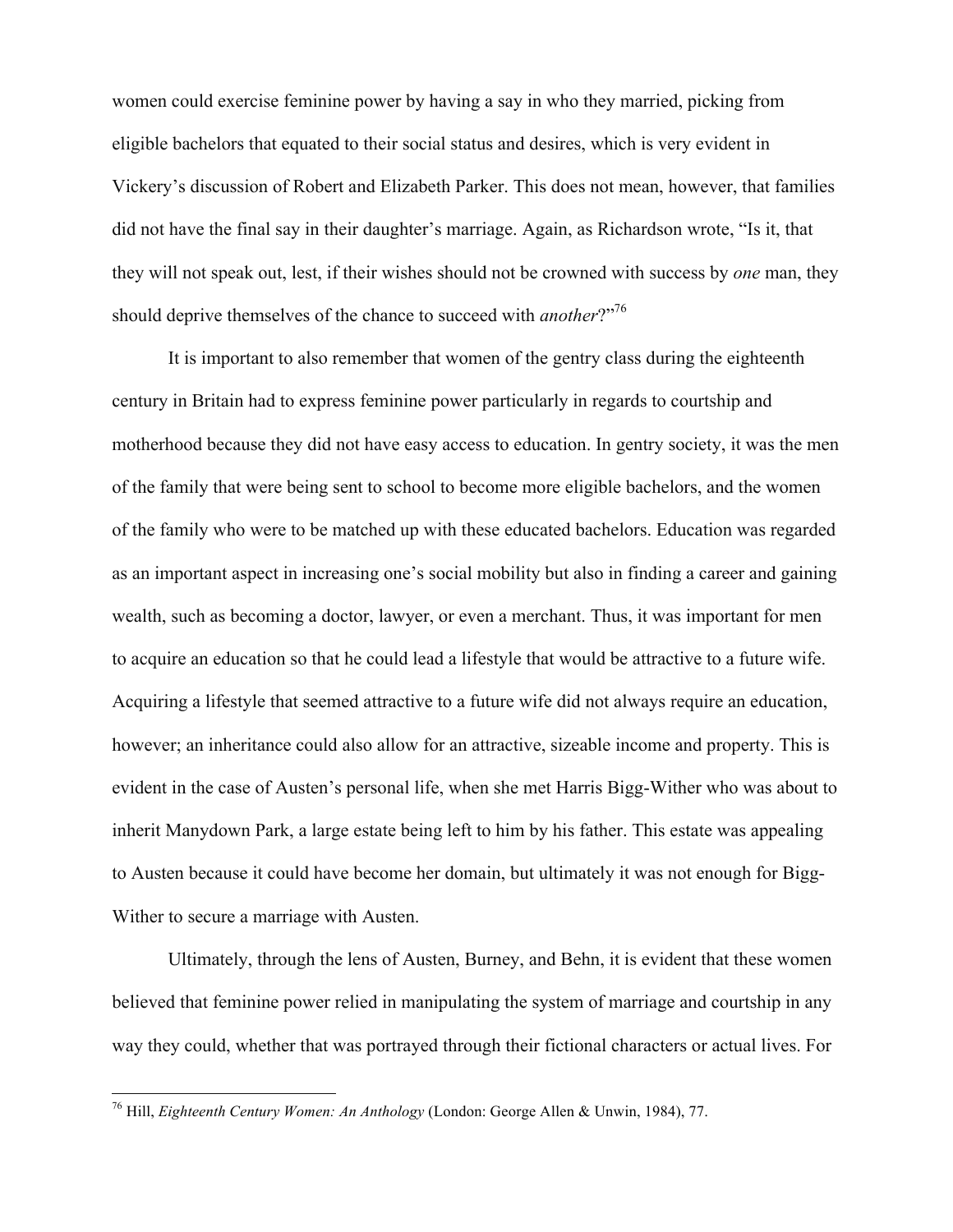women could exercise feminine power by having a say in who they married, picking from eligible bachelors that equated to their social status and desires, which is very evident in Vickery's discussion of Robert and Elizabeth Parker. This does not mean, however, that families did not have the final say in their daughter's marriage. Again, as Richardson wrote, "Is it, that they will not speak out, lest, if their wishes should not be crowned with success by *one* man, they should deprive themselves of the chance to succeed with *another*?"[76]

It is important to also remember that women of the gentry class during the eighteenth century in Britain had to express feminine power particularly in regards to courtship and motherhood because they did not have easy access to education. In gentry society, it was the men of the family that were being sent to school to become more eligible bachelors, and the women of the family who were to be matched up with these educated bachelors. Education was regarded as an important aspect in increasing one's social mobility but also in finding a career and gaining wealth, such as becoming a doctor, lawyer, or even a merchant. Thus, it was important for men to acquire an education so that he could lead a lifestyle that would be attractive to a future wife. Acquiring a lifestyle that seemed attractive to a future wife did not always require an education, however; an inheritance could also allow for an attractive, sizeable income and property. This is evident in the case of Austen's personal life, when she met Harris Bigg-Wither who was about to inherit Manydown Park, a large estate being left to him by his father. This estate was appealing to Austen because it could have become her domain, but ultimately it was not enough for Bigg-Wither to secure a marriage with Austen.

Ultimately, through the lens of Austen, Burney, and Behn, it is evident that these women believed that feminine power relied in manipulating the system of marriage and courtship in any way they could, whether that was portrayed through their fictional characters or actual lives. For

---

[76] Hill, *Eighteenth Century Women: An Anthology* (London: George Allen & Unwin, 1984), 77.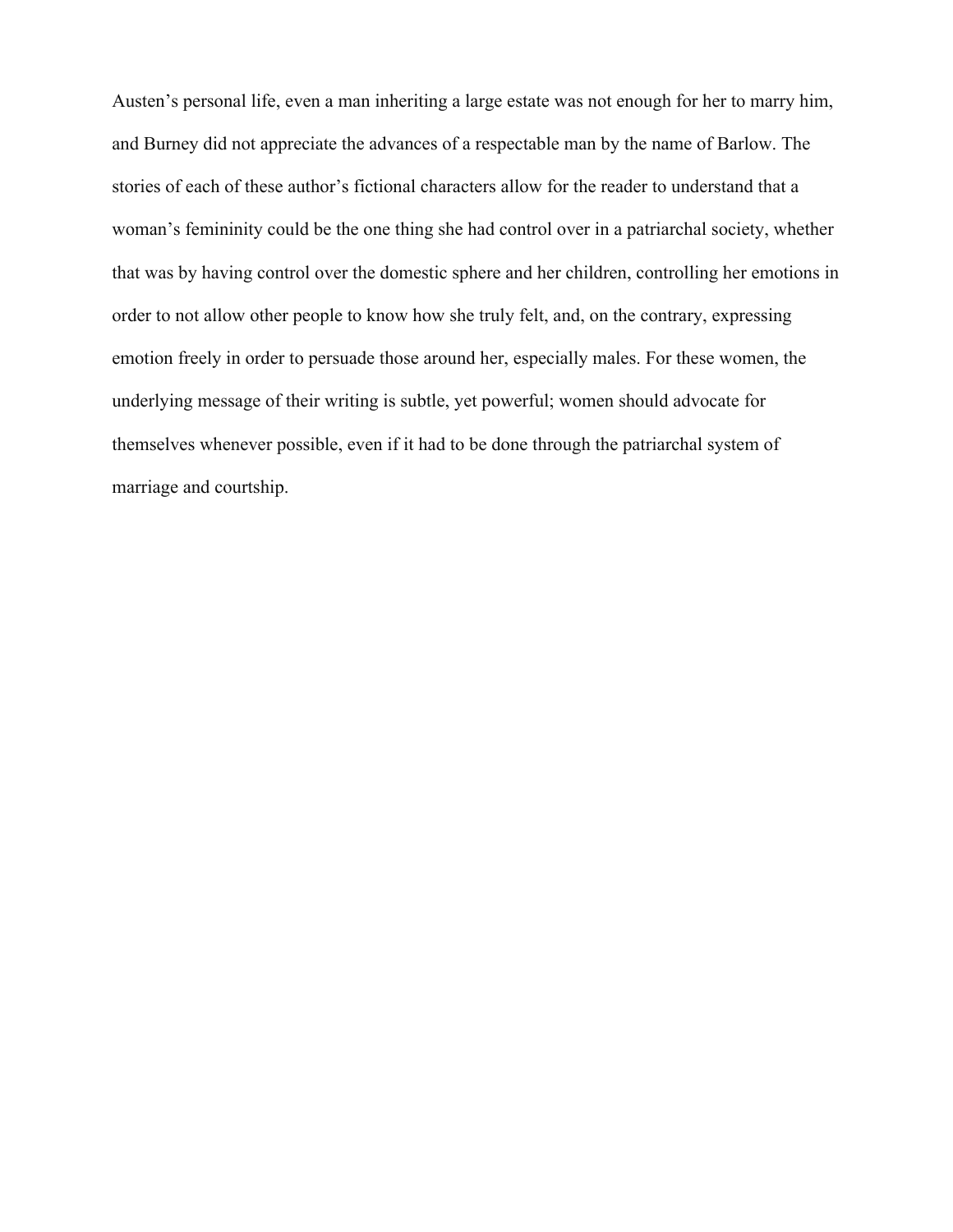Austen's personal life, even a man inheriting a large estate was not enough for her to marry him, and Burney did not appreciate the advances of a respectable man by the name of Barlow. The stories of each of these author's fictional characters allow for the reader to understand that a woman's femininity could be the one thing she had control over in a patriarchal society, whether that was by having control over the domestic sphere and her children, controlling her emotions in order to not allow other people to know how she truly felt, and, on the contrary, expressing emotion freely in order to persuade those around her, especially males. For these women, the underlying message of their writing is subtle, yet powerful; women should advocate for themselves whenever possible, even if it had to be done through the patriarchal system of marriage and courtship.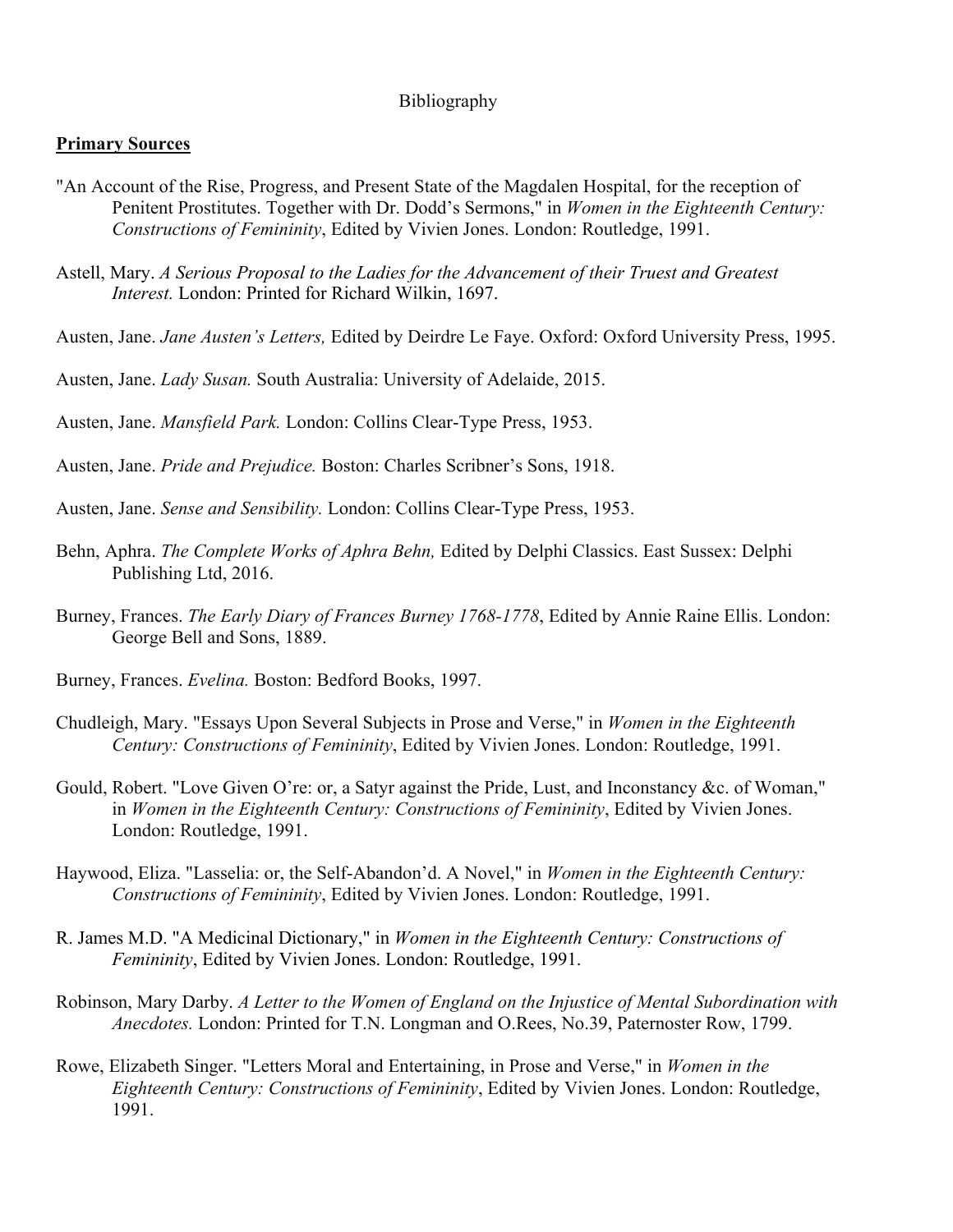Bibliography

**Primary Sources**

"An Account of the Rise, Progress, and Present State of the Magdalen Hospital, for the reception of Penitent Prostitutes. Together with Dr. Dodd's Sermons," in *Women in the Eighteenth Century: Constructions of Femininity*, Edited by Vivien Jones. London: Routledge, 1991.

Astell, Mary. *A Serious Proposal to the Ladies for the Advancement of their Truest and Greatest Interest.* London: Printed for Richard Wilkin, 1697.

Austen, Jane. *Jane Austen's Letters,* Edited by Deirdre Le Faye. Oxford: Oxford University Press, 1995.

Austen, Jane. *Lady Susan.* South Australia: University of Adelaide, 2015.

Austen, Jane. *Mansfield Park.* London: Collins Clear-Type Press, 1953.

Austen, Jane. *Pride and Prejudice.* Boston: Charles Scribner's Sons, 1918.

Austen, Jane. *Sense and Sensibility.* London: Collins Clear-Type Press, 1953.

Behn, Aphra. *The Complete Works of Aphra Behn,* Edited by Delphi Classics. East Sussex: Delphi Publishing Ltd, 2016.

Burney, Frances. *The Early Diary of Frances Burney 1768-1778*, Edited by Annie Raine Ellis. London: George Bell and Sons, 1889.

Burney, Frances. *Evelina.* Boston: Bedford Books, 1997.

Chudleigh, Mary. "Essays Upon Several Subjects in Prose and Verse," in *Women in the Eighteenth Century: Constructions of Femininity*, Edited by Vivien Jones. London: Routledge, 1991.

Gould, Robert. "Love Given O're: or, a Satyr against the Pride, Lust, and Inconstancy &c. of Woman," in *Women in the Eighteenth Century: Constructions of Femininity*, Edited by Vivien Jones. London: Routledge, 1991.

Haywood, Eliza. "Lasselia: or, the Self-Abandon'd. A Novel," in *Women in the Eighteenth Century: Constructions of Femininity*, Edited by Vivien Jones. London: Routledge, 1991.

R. James M.D. "A Medicinal Dictionary," in *Women in the Eighteenth Century: Constructions of Femininity*, Edited by Vivien Jones. London: Routledge, 1991.

Robinson, Mary Darby. *A Letter to the Women of England on the Injustice of Mental Subordination with Anecdotes.* London: Printed for T.N. Longman and O.Rees, No.39, Paternoster Row, 1799.

Rowe, Elizabeth Singer. "Letters Moral and Entertaining, in Prose and Verse," in *Women in the Eighteenth Century: Constructions of Femininity*, Edited by Vivien Jones. London: Routledge, 1991.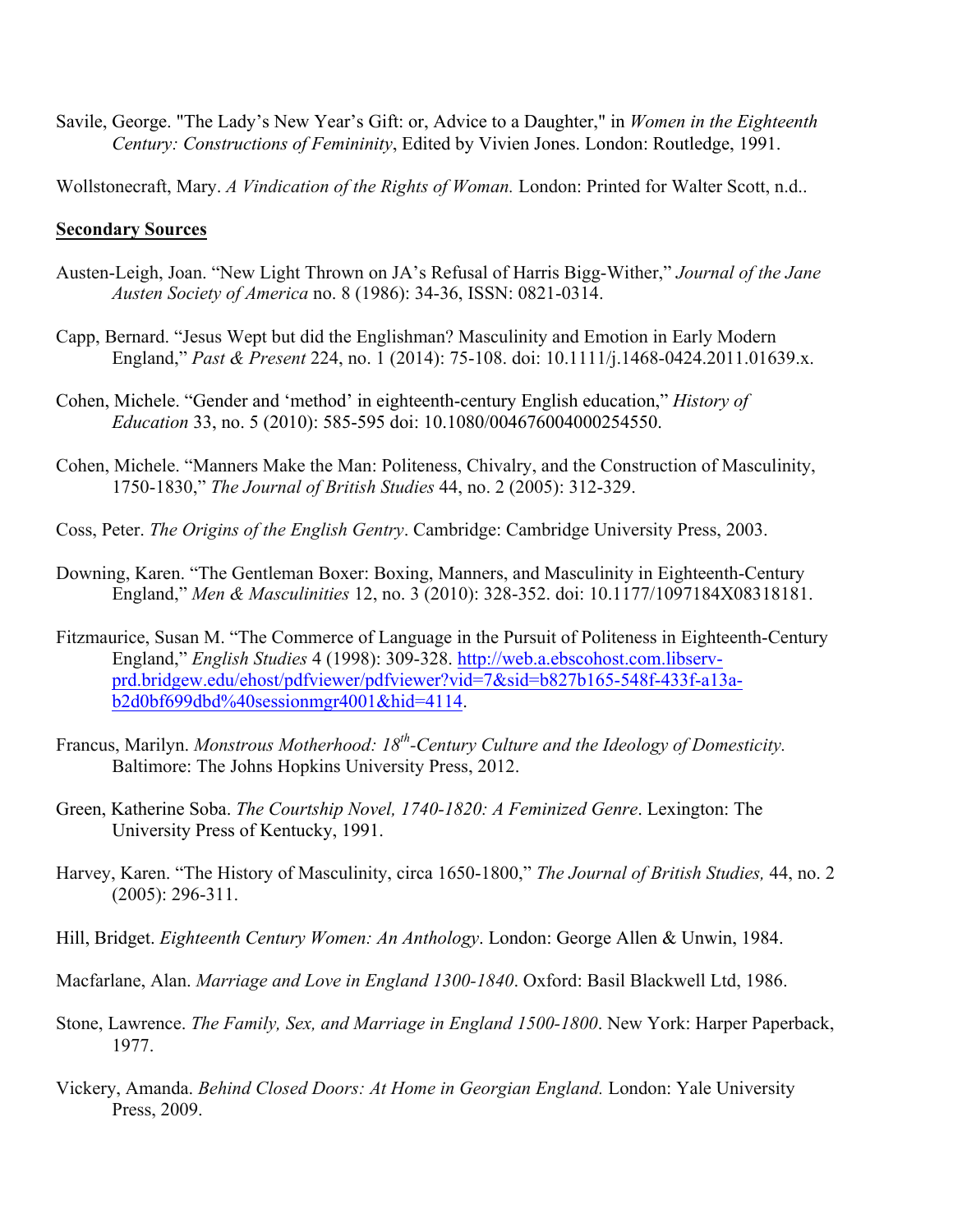Savile, George. "The Lady's New Year's Gift: or, Advice to a Daughter," in *Women in the Eighteenth Century: Constructions of Femininity*, Edited by Vivien Jones. London: Routledge, 1991.

Wollstonecraft, Mary. *A Vindication of the Rights of Woman.* London: Printed for Walter Scott, n.d..

**Secondary Sources**

Austen-Leigh, Joan. "New Light Thrown on JA's Refusal of Harris Bigg-Wither," *Journal of the Jane Austen Society of America* no. 8 (1986): 34-36, ISSN: 0821-0314.

Capp, Bernard. "Jesus Wept but did the Englishman? Masculinity and Emotion in Early Modern England," *Past & Present* 224, no. 1 (2014): 75-108. doi: 10.1111/j.1468-0424.2011.01639.x.

Cohen, Michele. "Gender and 'method' in eighteenth-century English education," *History of Education* 33, no. 5 (2010): 585-595 doi: 10.1080/004676004000254550.

Cohen, Michele. "Manners Make the Man: Politeness, Chivalry, and the Construction of Masculinity, 1750-1830," *The Journal of British Studies* 44, no. 2 (2005): 312-329.

Coss, Peter. *The Origins of the English Gentry*. Cambridge: Cambridge University Press, 2003.

Downing, Karen. "The Gentleman Boxer: Boxing, Manners, and Masculinity in Eighteenth-Century England," *Men & Masculinities* 12, no. 3 (2010): 328-352. doi: 10.1177/1097184X08318181.

Fitzmaurice, Susan M. "The Commerce of Language in the Pursuit of Politeness in Eighteenth-Century England," *English Studies* 4 (1998): 309-328. http://web.a.ebscohost.com.libserv-prd.bridgew.edu/ehost/pdfviewer/pdfviewer?vid=7&sid=b827b165-548f-433f-a13a-b2d0bf699dbd%40sessionmgr4001&hid=4114.

Francus, Marilyn. *Monstrous Motherhood: 18th-Century Culture and the Ideology of Domesticity.* Baltimore: The Johns Hopkins University Press, 2012.

Green, Katherine Soba. *The Courtship Novel, 1740-1820: A Feminized Genre*. Lexington: The University Press of Kentucky, 1991.

Harvey, Karen. "The History of Masculinity, circa 1650-1800," *The Journal of British Studies,* 44, no. 2 (2005): 296-311.

Hill, Bridget. *Eighteenth Century Women: An Anthology*. London: George Allen & Unwin, 1984.

Macfarlane, Alan. *Marriage and Love in England 1300-1840*. Oxford: Basil Blackwell Ltd, 1986.

Stone, Lawrence. *The Family, Sex, and Marriage in England 1500-1800*. New York: Harper Paperback, 1977.

Vickery, Amanda. *Behind Closed Doors: At Home in Georgian England.* London: Yale University Press, 2009.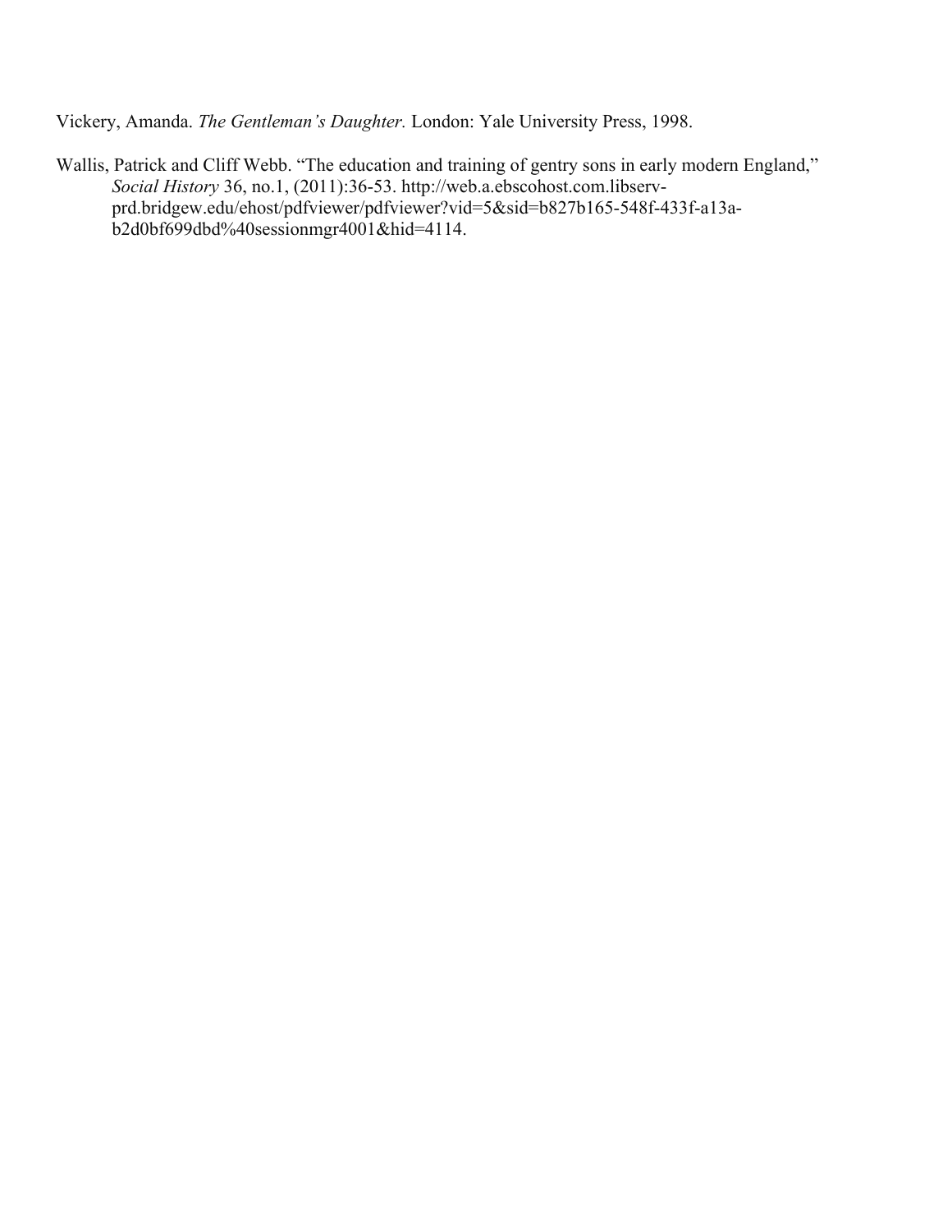Vickery, Amanda. *The Gentleman's Daughter.* London: Yale University Press, 1998.

Wallis, Patrick and Cliff Webb. "The education and training of gentry sons in early modern England," *Social History* 36, no.1, (2011):36-53. http://web.a.ebscohost.com.libserv-prd.bridgew.edu/ehost/pdfviewer/pdfviewer?vid=5&sid=b827b165-548f-433f-a13a-b2d0bf699dbd%40sessionmgr4001&hid=4114.